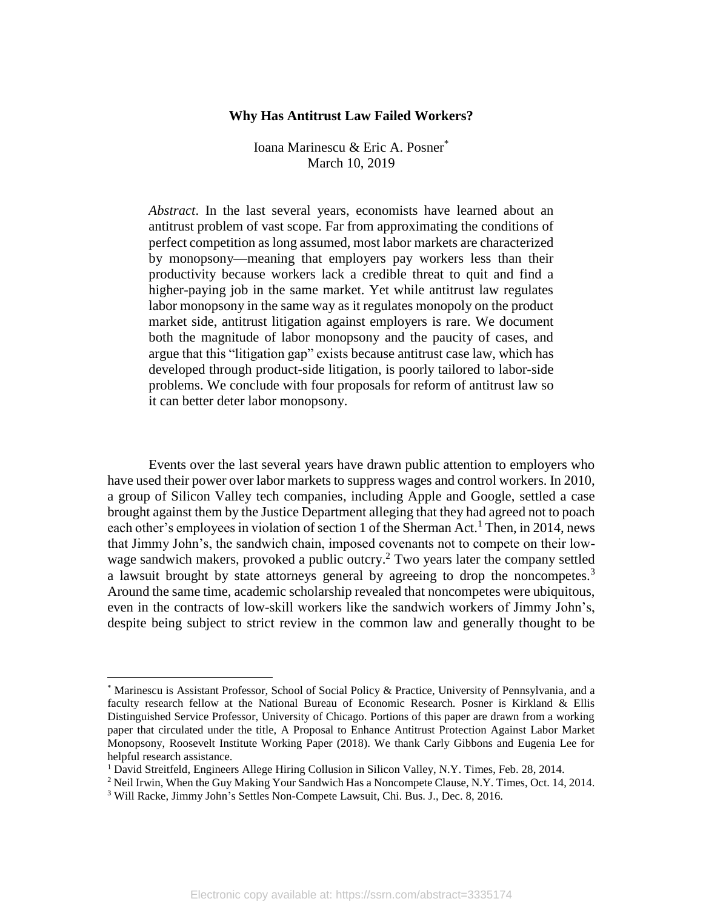# Why Has Antitrust Law Failed Workers?

Ioana Marinescu & Eric A. Posner[*]
March 10, 2019

*Abstract*. In the last several years, economists have learned about an antitrust problem of vast scope. Far from approximating the conditions of perfect competition as long assumed, most labor markets are characterized by monopsony—meaning that employers pay workers less than their productivity because workers lack a credible threat to quit and find a higher-paying job in the same market. Yet while antitrust law regulates labor monopsony in the same way as it regulates monopoly on the product market side, antitrust litigation against employers is rare. We document both the magnitude of labor monopsony and the paucity of cases, and argue that this "litigation gap" exists because antitrust case law, which has developed through product-side litigation, is poorly tailored to labor-side problems. We conclude with four proposals for reform of antitrust law so it can better deter labor monopsony.

Events over the last several years have drawn public attention to employers who have used their power over labor markets to suppress wages and control workers. In 2010, a group of Silicon Valley tech companies, including Apple and Google, settled a case brought against them by the Justice Department alleging that they had agreed not to poach each other's employees in violation of section 1 of the Sherman Act.[1] Then, in 2014, news that Jimmy John's, the sandwich chain, imposed covenants not to compete on their low-wage sandwich makers, provoked a public outcry.[2] Two years later the company settled a lawsuit brought by state attorneys general by agreeing to drop the noncompetes.[3] Around the same time, academic scholarship revealed that noncompetes were ubiquitous, even in the contracts of low-skill workers like the sandwich workers of Jimmy John's, despite being subject to strict review in the common law and generally thought to be

---

[*] Marinescu is Assistant Professor, School of Social Policy & Practice, University of Pennsylvania, and a faculty research fellow at the National Bureau of Economic Research. Posner is Kirkland & Ellis Distinguished Service Professor, University of Chicago. Portions of this paper are drawn from a working paper that circulated under the title, A Proposal to Enhance Antitrust Protection Against Labor Market Monopsony, Roosevelt Institute Working Paper (2018). We thank Carly Gibbons and Eugenia Lee for helpful research assistance.

[1] David Streitfeld, Engineers Allege Hiring Collusion in Silicon Valley, N.Y. Times, Feb. 28, 2014.

[2] Neil Irwin, When the Guy Making Your Sandwich Has a Noncompete Clause, N.Y. Times, Oct. 14, 2014.

[3] Will Racke, Jimmy John's Settles Non-Compete Lawsuit, Chi. Bus. J., Dec. 8, 2016.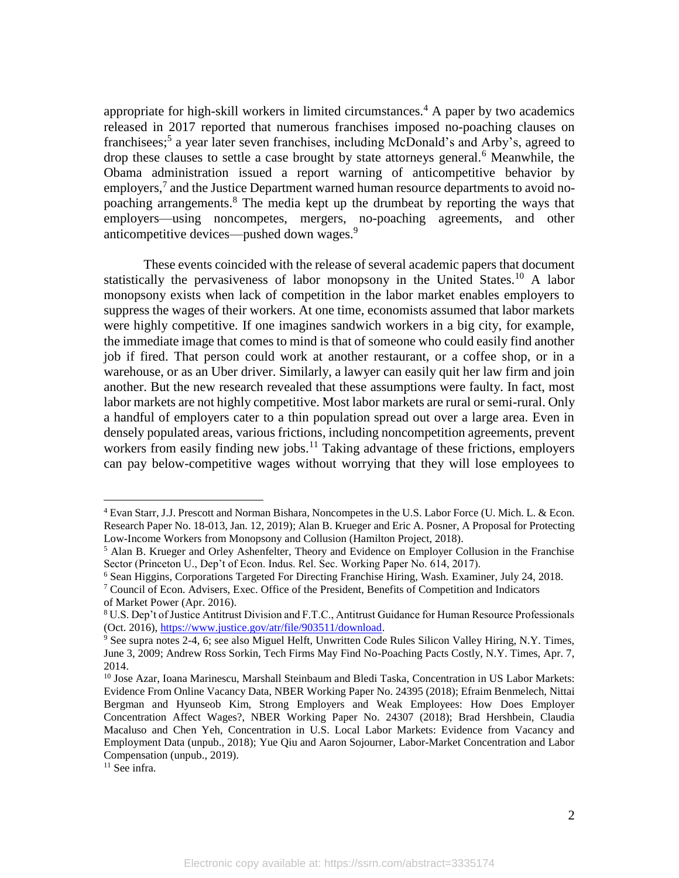appropriate for high-skill workers in limited circumstances.[4] A paper by two academics released in 2017 reported that numerous franchises imposed no-poaching clauses on franchisees;[5] a year later seven franchises, including McDonald's and Arby's, agreed to drop these clauses to settle a case brought by state attorneys general.[6] Meanwhile, the Obama administration issued a report warning of anticompetitive behavior by employers,[7] and the Justice Department warned human resource departments to avoid no-poaching arrangements.[8] The media kept up the drumbeat by reporting the ways that employers—using noncompetes, mergers, no-poaching agreements, and other anticompetitive devices—pushed down wages.[9]

These events coincided with the release of several academic papers that document statistically the pervasiveness of labor monopsony in the United States.[10] A labor monopsony exists when lack of competition in the labor market enables employers to suppress the wages of their workers. At one time, economists assumed that labor markets were highly competitive. If one imagines sandwich workers in a big city, for example, the immediate image that comes to mind is that of someone who could easily find another job if fired. That person could work at another restaurant, or a coffee shop, or in a warehouse, or as an Uber driver. Similarly, a lawyer can easily quit her law firm and join another. But the new research revealed that these assumptions were faulty. In fact, most labor markets are not highly competitive. Most labor markets are rural or semi-rural. Only a handful of employers cater to a thin population spread out over a large area. Even in densely populated areas, various frictions, including noncompetition agreements, prevent workers from easily finding new jobs.[11] Taking advantage of these frictions, employers can pay below-competitive wages without worrying that they will lose employees to

---

[4] Evan Starr, J.J. Prescott and Norman Bishara, Noncompetes in the U.S. Labor Force (U. Mich. L. & Econ. Research Paper No. 18-013, Jan. 12, 2019); Alan B. Krueger and Eric A. Posner, A Proposal for Protecting Low-Income Workers from Monopsony and Collusion (Hamilton Project, 2018).

[5] Alan B. Krueger and Orley Ashenfelter, Theory and Evidence on Employer Collusion in the Franchise Sector (Princeton U., Dep't of Econ. Indus. Rel. Sec. Working Paper No. 614, 2017).

[6] Sean Higgins, Corporations Targeted For Directing Franchise Hiring, Wash. Examiner, July 24, 2018.

[7] Council of Econ. Advisers, Exec. Office of the President, Benefits of Competition and Indicators of Market Power (Apr. 2016).

[8] U.S. Dep't of Justice Antitrust Division and F.T.C., Antitrust Guidance for Human Resource Professionals (Oct. 2016), https://www.justice.gov/atr/file/903511/download.

[9] See supra notes 2-4, 6; see also Miguel Helft, Unwritten Code Rules Silicon Valley Hiring, N.Y. Times, June 3, 2009; Andrew Ross Sorkin, Tech Firms May Find No-Poaching Pacts Costly, N.Y. Times, Apr. 7, 2014.

[10] Jose Azar, Ioana Marinescu, Marshall Steinbaum and Bledi Taska, Concentration in US Labor Markets: Evidence From Online Vacancy Data, NBER Working Paper No. 24395 (2018); Efraim Benmelech, Nittai Bergman and Hyunseob Kim, Strong Employers and Weak Employees: How Does Employer Concentration Affect Wages?, NBER Working Paper No. 24307 (2018); Brad Hershbein, Claudia Macaluso and Chen Yeh, Concentration in U.S. Local Labor Markets: Evidence from Vacancy and Employment Data (unpub., 2018); Yue Qiu and Aaron Sojourner, Labor-Market Concentration and Labor Compensation (unpub., 2019).

[11] See infra.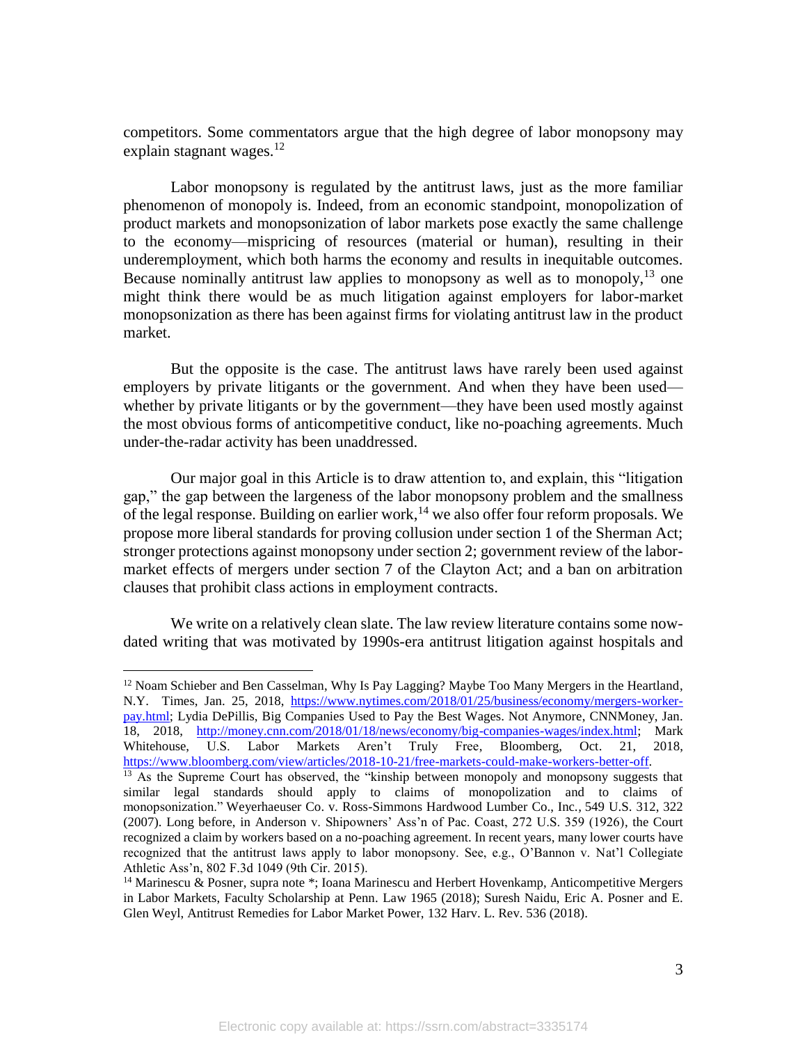competitors. Some commentators argue that the high degree of labor monopsony may explain stagnant wages.[12]

Labor monopsony is regulated by the antitrust laws, just as the more familiar phenomenon of monopoly is. Indeed, from an economic standpoint, monopolization of product markets and monopsonization of labor markets pose exactly the same challenge to the economy—mispricing of resources (material or human), resulting in their underemployment, which both harms the economy and results in inequitable outcomes. Because nominally antitrust law applies to monopsony as well as to monopoly,[13] one might think there would be as much litigation against employers for labor-market monopsonization as there has been against firms for violating antitrust law in the product market.

But the opposite is the case. The antitrust laws have rarely been used against employers by private litigants or the government. And when they have been used—whether by private litigants or by the government—they have been used mostly against the most obvious forms of anticompetitive conduct, like no-poaching agreements. Much under-the-radar activity has been unaddressed.

Our major goal in this Article is to draw attention to, and explain, this "litigation gap," the gap between the largeness of the labor monopsony problem and the smallness of the legal response. Building on earlier work,[14] we also offer four reform proposals. We propose more liberal standards for proving collusion under section 1 of the Sherman Act; stronger protections against monopsony under section 2; government review of the labor-market effects of mergers under section 7 of the Clayton Act; and a ban on arbitration clauses that prohibit class actions in employment contracts.

We write on a relatively clean slate. The law review literature contains some now-dated writing that was motivated by 1990s-era antitrust litigation against hospitals and

---

[12] Noam Schieber and Ben Casselman, Why Is Pay Lagging? Maybe Too Many Mergers in the Heartland, N.Y. Times, Jan. 25, 2018, https://www.nytimes.com/2018/01/25/business/economy/mergers-worker-pay.html; Lydia DePillis, Big Companies Used to Pay the Best Wages. Not Anymore, CNNMoney, Jan. 18, 2018, http://money.cnn.com/2018/01/18/news/economy/big-companies-wages/index.html; Mark Whitehouse, U.S. Labor Markets Aren't Truly Free, Bloomberg, Oct. 21, 2018, https://www.bloomberg.com/view/articles/2018-10-21/free-markets-could-make-workers-better-off.

[13] As the Supreme Court has observed, the "kinship between monopoly and monopsony suggests that similar legal standards should apply to claims of monopolization and to claims of monopsonization." Weyerhaeuser Co. v. Ross-Simmons Hardwood Lumber Co., Inc., 549 U.S. 312, 322 (2007). Long before, in Anderson v. Shipowners' Ass'n of Pac. Coast, 272 U.S. 359 (1926), the Court recognized a claim by workers based on a no-poaching agreement. In recent years, many lower courts have recognized that the antitrust laws apply to labor monopsony. See, e.g., O'Bannon v. Nat'l Collegiate Athletic Ass'n, 802 F.3d 1049 (9th Cir. 2015).

[14] Marinescu & Posner, supra note *; Ioana Marinescu and Herbert Hovenkamp, Anticompetitive Mergers in Labor Markets, Faculty Scholarship at Penn. Law 1965 (2018); Suresh Naidu, Eric A. Posner and E. Glen Weyl, Antitrust Remedies for Labor Market Power, 132 Harv. L. Rev. 536 (2018).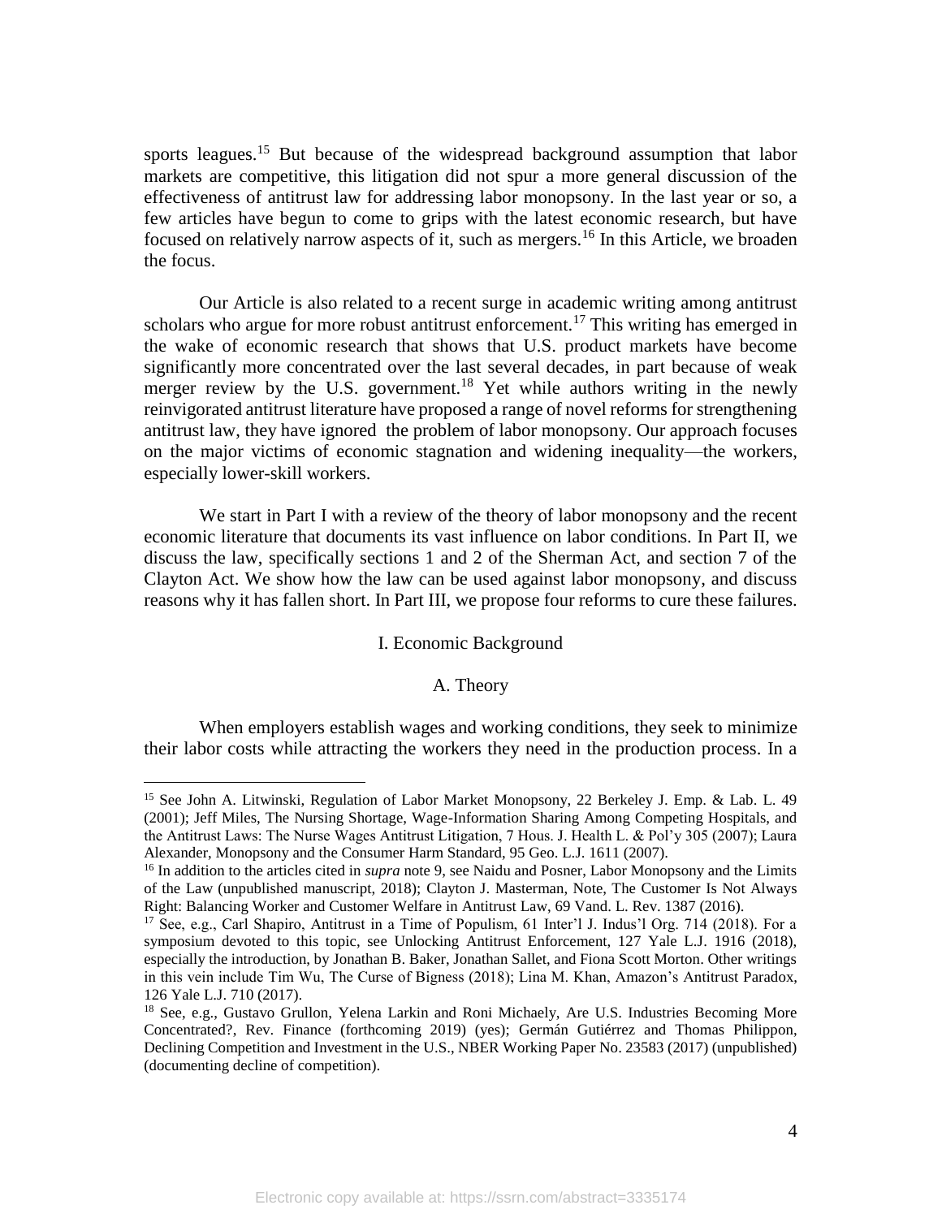sports leagues.[15] But because of the widespread background assumption that labor markets are competitive, this litigation did not spur a more general discussion of the effectiveness of antitrust law for addressing labor monopsony. In the last year or so, a few articles have begun to come to grips with the latest economic research, but have focused on relatively narrow aspects of it, such as mergers.[16] In this Article, we broaden the focus.

Our Article is also related to a recent surge in academic writing among antitrust scholars who argue for more robust antitrust enforcement.[17] This writing has emerged in the wake of economic research that shows that U.S. product markets have become significantly more concentrated over the last several decades, in part because of weak merger review by the U.S. government.[18] Yet while authors writing in the newly reinvigorated antitrust literature have proposed a range of novel reforms for strengthening antitrust law, they have ignored the problem of labor monopsony. Our approach focuses on the major victims of economic stagnation and widening inequality—the workers, especially lower-skill workers.

We start in Part I with a review of the theory of labor monopsony and the recent economic literature that documents its vast influence on labor conditions. In Part II, we discuss the law, specifically sections 1 and 2 of the Sherman Act, and section 7 of the Clayton Act. We show how the law can be used against labor monopsony, and discuss reasons why it has fallen short. In Part III, we propose four reforms to cure these failures.

## I. Economic Background

### A. Theory

When employers establish wages and working conditions, they seek to minimize their labor costs while attracting the workers they need in the production process. In a

---

[15] See John A. Litwinski, Regulation of Labor Market Monopsony, 22 Berkeley J. Emp. & Lab. L. 49 (2001); Jeff Miles, The Nursing Shortage, Wage-Information Sharing Among Competing Hospitals, and the Antitrust Laws: The Nurse Wages Antitrust Litigation, 7 Hous. J. Health L. & Pol'y 305 (2007); Laura Alexander, Monopsony and the Consumer Harm Standard, 95 Geo. L.J. 1611 (2007).

[16] In addition to the articles cited in *supra* note 9, see Naidu and Posner, Labor Monopsony and the Limits of the Law (unpublished manuscript, 2018); Clayton J. Masterman, Note, The Customer Is Not Always Right: Balancing Worker and Customer Welfare in Antitrust Law, 69 Vand. L. Rev. 1387 (2016).

[17] See, e.g., Carl Shapiro, Antitrust in a Time of Populism, 61 Inter'l J. Indus'l Org. 714 (2018). For a symposium devoted to this topic, see Unlocking Antitrust Enforcement, 127 Yale L.J. 1916 (2018), especially the introduction, by Jonathan B. Baker, Jonathan Sallet, and Fiona Scott Morton. Other writings in this vein include Tim Wu, The Curse of Bigness (2018); Lina M. Khan, Amazon's Antitrust Paradox, 126 Yale L.J. 710 (2017).

[18] See, e.g., Gustavo Grullon, Yelena Larkin and Roni Michaely, Are U.S. Industries Becoming More Concentrated?, Rev. Finance (forthcoming 2019) (yes); Germán Gutiérrez and Thomas Philippon, Declining Competition and Investment in the U.S., NBER Working Paper No. 23583 (2017) (unpublished) (documenting decline of competition).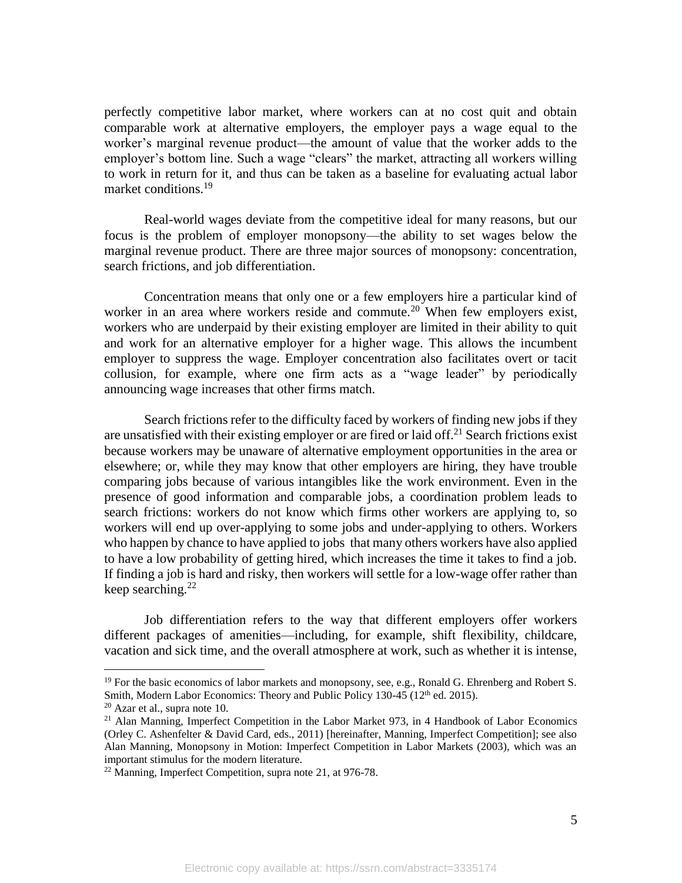perfectly competitive labor market, where workers can at no cost quit and obtain comparable work at alternative employers, the employer pays a wage equal to the worker's marginal revenue product—the amount of value that the worker adds to the employer's bottom line. Such a wage "clears" the market, attracting all workers willing to work in return for it, and thus can be taken as a baseline for evaluating actual labor market conditions.[19]

Real-world wages deviate from the competitive ideal for many reasons, but our focus is the problem of employer monopsony—the ability to set wages below the marginal revenue product. There are three major sources of monopsony: concentration, search frictions, and job differentiation.

Concentration means that only one or a few employers hire a particular kind of worker in an area where workers reside and commute.[20] When few employers exist, workers who are underpaid by their existing employer are limited in their ability to quit and work for an alternative employer for a higher wage. This allows the incumbent employer to suppress the wage. Employer concentration also facilitates overt or tacit collusion, for example, where one firm acts as a "wage leader" by periodically announcing wage increases that other firms match.

Search frictions refer to the difficulty faced by workers of finding new jobs if they are unsatisfied with their existing employer or are fired or laid off.[21] Search frictions exist because workers may be unaware of alternative employment opportunities in the area or elsewhere; or, while they may know that other employers are hiring, they have trouble comparing jobs because of various intangibles like the work environment. Even in the presence of good information and comparable jobs, a coordination problem leads to search frictions: workers do not know which firms other workers are applying to, so workers will end up over-applying to some jobs and under-applying to others. Workers who happen by chance to have applied to jobs that many others workers have also applied to have a low probability of getting hired, which increases the time it takes to find a job. If finding a job is hard and risky, then workers will settle for a low-wage offer rather than keep searching.[22]

Job differentiation refers to the way that different employers offer workers different packages of amenities—including, for example, shift flexibility, childcare, vacation and sick time, and the overall atmosphere at work, such as whether it is intense,

---

[19] For the basic economics of labor markets and monopsony, see, e.g., Ronald G. Ehrenberg and Robert S. Smith, Modern Labor Economics: Theory and Public Policy 130-45 (12th ed. 2015).

[20] Azar et al., supra note 10.

[21] Alan Manning, Imperfect Competition in the Labor Market 973, in 4 Handbook of Labor Economics (Orley C. Ashenfelter & David Card, eds., 2011) [hereinafter, Manning, Imperfect Competition]; see also Alan Manning, Monopsony in Motion: Imperfect Competition in Labor Markets (2003), which was an important stimulus for the modern literature.

[22] Manning, Imperfect Competition, supra note 21, at 976-78.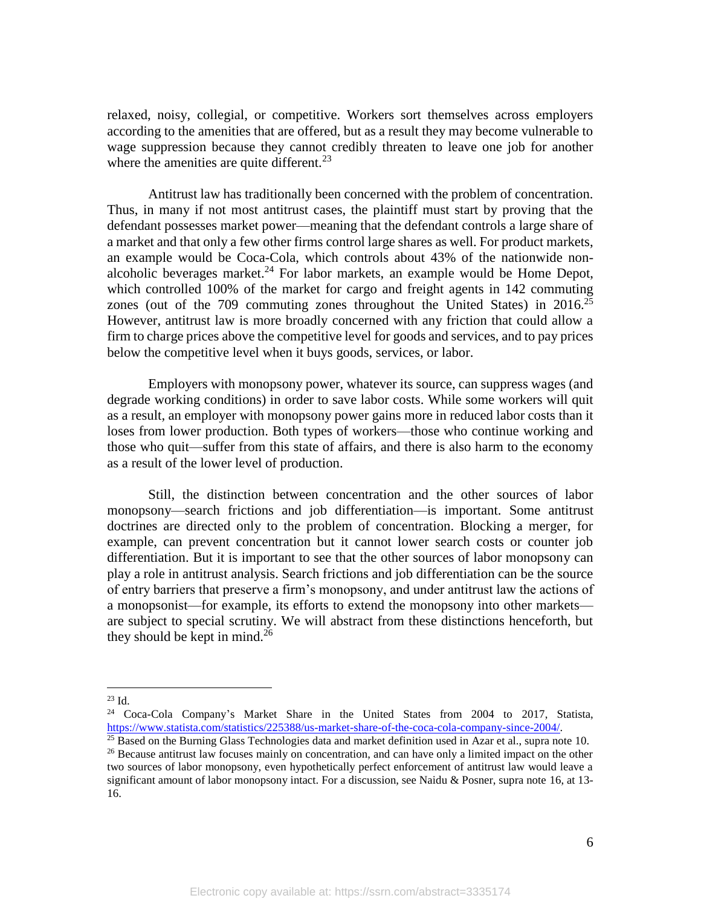relaxed, noisy, collegial, or competitive. Workers sort themselves across employers according to the amenities that are offered, but as a result they may become vulnerable to wage suppression because they cannot credibly threaten to leave one job for another where the amenities are quite different.[23]

Antitrust law has traditionally been concerned with the problem of concentration. Thus, in many if not most antitrust cases, the plaintiff must start by proving that the defendant possesses market power—meaning that the defendant controls a large share of a market and that only a few other firms control large shares as well. For product markets, an example would be Coca-Cola, which controls about 43% of the nationwide non-alcoholic beverages market.[24] For labor markets, an example would be Home Depot, which controlled 100% of the market for cargo and freight agents in 142 commuting zones (out of the 709 commuting zones throughout the United States) in 2016.[25] However, antitrust law is more broadly concerned with any friction that could allow a firm to charge prices above the competitive level for goods and services, and to pay prices below the competitive level when it buys goods, services, or labor.

Employers with monopsony power, whatever its source, can suppress wages (and degrade working conditions) in order to save labor costs. While some workers will quit as a result, an employer with monopsony power gains more in reduced labor costs than it loses from lower production. Both types of workers—those who continue working and those who quit—suffer from this state of affairs, and there is also harm to the economy as a result of the lower level of production.

Still, the distinction between concentration and the other sources of labor monopsony—search frictions and job differentiation—is important. Some antitrust doctrines are directed only to the problem of concentration. Blocking a merger, for example, can prevent concentration but it cannot lower search costs or counter job differentiation. But it is important to see that the other sources of labor monopsony can play a role in antitrust analysis. Search frictions and job differentiation can be the source of entry barriers that preserve a firm's monopsony, and under antitrust law the actions of a monopsonist—for example, its efforts to extend the monopsony into other markets—are subject to special scrutiny. We will abstract from these distinctions henceforth, but they should be kept in mind.[26]

---

[23] Id.

[24] Coca-Cola Company's Market Share in the United States from 2004 to 2017, Statista, https://www.statista.com/statistics/225388/us-market-share-of-the-coca-cola-company-since-2004/.

[25] Based on the Burning Glass Technologies data and market definition used in Azar et al., supra note 10.

[26] Because antitrust law focuses mainly on concentration, and can have only a limited impact on the other two sources of labor monopsony, even hypothetically perfect enforcement of antitrust law would leave a significant amount of labor monopsony intact. For a discussion, see Naidu & Posner, supra note 16, at 13-16.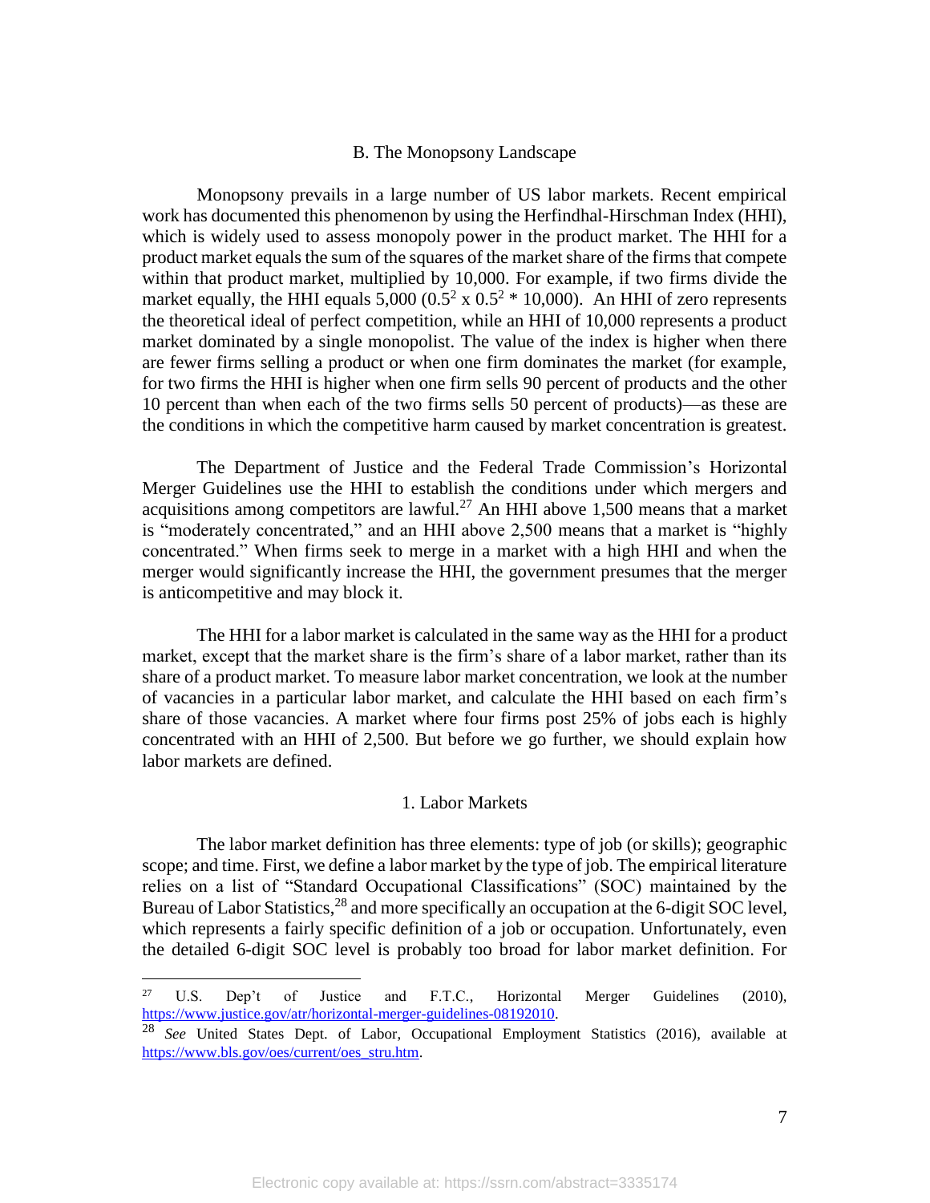### B. The Monopsony Landscape

Monopsony prevails in a large number of US labor markets. Recent empirical work has documented this phenomenon by using the Herfindhal-Hirschman Index (HHI), which is widely used to assess monopoly power in the product market. The HHI for a product market equals the sum of the squares of the market share of the firms that compete within that product market, multiplied by 10,000. For example, if two firms divide the market equally, the HHI equals 5,000 ($0.5^2 \text{ x } 0.5^2 * 10{,}000$). An HHI of zero represents the theoretical ideal of perfect competition, while an HHI of 10,000 represents a product market dominated by a single monopolist. The value of the index is higher when there are fewer firms selling a product or when one firm dominates the market (for example, for two firms the HHI is higher when one firm sells 90 percent of products and the other 10 percent than when each of the two firms sells 50 percent of products)—as these are the conditions in which the competitive harm caused by market concentration is greatest.

The Department of Justice and the Federal Trade Commission's Horizontal Merger Guidelines use the HHI to establish the conditions under which mergers and acquisitions among competitors are lawful.[27] An HHI above 1,500 means that a market is "moderately concentrated," and an HHI above 2,500 means that a market is "highly concentrated." When firms seek to merge in a market with a high HHI and when the merger would significantly increase the HHI, the government presumes that the merger is anticompetitive and may block it.

The HHI for a labor market is calculated in the same way as the HHI for a product market, except that the market share is the firm's share of a labor market, rather than its share of a product market. To measure labor market concentration, we look at the number of vacancies in a particular labor market, and calculate the HHI based on each firm's share of those vacancies. A market where four firms post 25% of jobs each is highly concentrated with an HHI of 2,500. But before we go further, we should explain how labor markets are defined.

#### 1. Labor Markets

The labor market definition has three elements: type of job (or skills); geographic scope; and time. First, we define a labor market by the type of job. The empirical literature relies on a list of "Standard Occupational Classifications" (SOC) maintained by the Bureau of Labor Statistics,[28] and more specifically an occupation at the 6-digit SOC level, which represents a fairly specific definition of a job or occupation. Unfortunately, even the detailed 6-digit SOC level is probably too broad for labor market definition. For

---

[27] U.S. Dep't of Justice and F.T.C., Horizontal Merger Guidelines (2010), https://www.justice.gov/atr/horizontal-merger-guidelines-08192010.

[28] *See* United States Dept. of Labor, Occupational Employment Statistics (2016), available at https://www.bls.gov/oes/current/oes_stru.htm.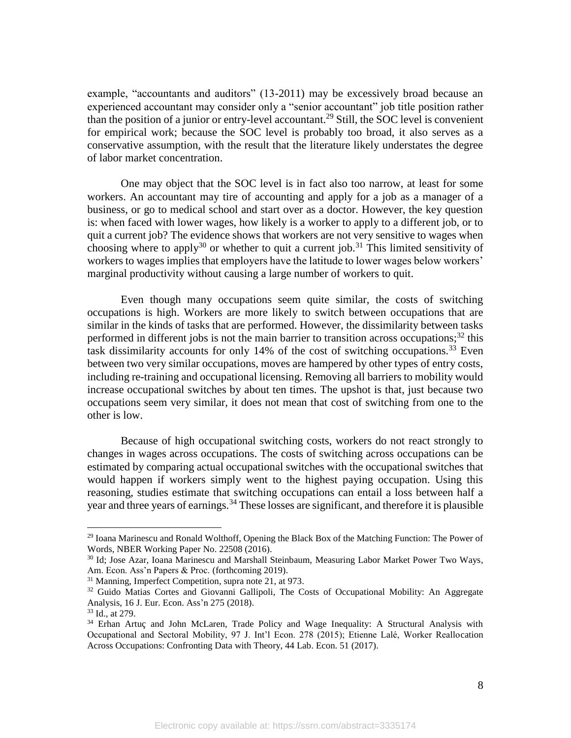example, "accountants and auditors" (13-2011) may be excessively broad because an experienced accountant may consider only a "senior accountant" job title position rather than the position of a junior or entry-level accountant.[29] Still, the SOC level is convenient for empirical work; because the SOC level is probably too broad, it also serves as a conservative assumption, with the result that the literature likely understates the degree of labor market concentration.

One may object that the SOC level is in fact also too narrow, at least for some workers. An accountant may tire of accounting and apply for a job as a manager of a business, or go to medical school and start over as a doctor. However, the key question is: when faced with lower wages, how likely is a worker to apply to a different job, or to quit a current job? The evidence shows that workers are not very sensitive to wages when choosing where to apply[30] or whether to quit a current job.[31] This limited sensitivity of workers to wages implies that employers have the latitude to lower wages below workers' marginal productivity without causing a large number of workers to quit.

Even though many occupations seem quite similar, the costs of switching occupations is high. Workers are more likely to switch between occupations that are similar in the kinds of tasks that are performed. However, the dissimilarity between tasks performed in different jobs is not the main barrier to transition across occupations;[32] this task dissimilarity accounts for only 14% of the cost of switching occupations.[33] Even between two very similar occupations, moves are hampered by other types of entry costs, including re-training and occupational licensing. Removing all barriers to mobility would increase occupational switches by about ten times. The upshot is that, just because two occupations seem very similar, it does not mean that cost of switching from one to the other is low.

Because of high occupational switching costs, workers do not react strongly to changes in wages across occupations. The costs of switching across occupations can be estimated by comparing actual occupational switches with the occupational switches that would happen if workers simply went to the highest paying occupation. Using this reasoning, studies estimate that switching occupations can entail a loss between half a year and three years of earnings.[34] These losses are significant, and therefore it is plausible

---

[29] Ioana Marinescu and Ronald Wolthoff, Opening the Black Box of the Matching Function: The Power of Words, NBER Working Paper No. 22508 (2016).

[30] Id; Jose Azar, Ioana Marinescu and Marshall Steinbaum, Measuring Labor Market Power Two Ways, Am. Econ. Ass'n Papers & Proc. (forthcoming 2019).

[31] Manning, Imperfect Competition, supra note 21, at 973.

[32] Guido Matias Cortes and Giovanni Gallipoli, The Costs of Occupational Mobility: An Aggregate Analysis, 16 J. Eur. Econ. Ass'n 275 (2018).

[33] Id., at 279.

[34] Erhan Artuç and John McLaren, Trade Policy and Wage Inequality: A Structural Analysis with Occupational and Sectoral Mobility, 97 J. Int'l Econ. 278 (2015); Etienne Lalé, Worker Reallocation Across Occupations: Confronting Data with Theory, 44 Lab. Econ. 51 (2017).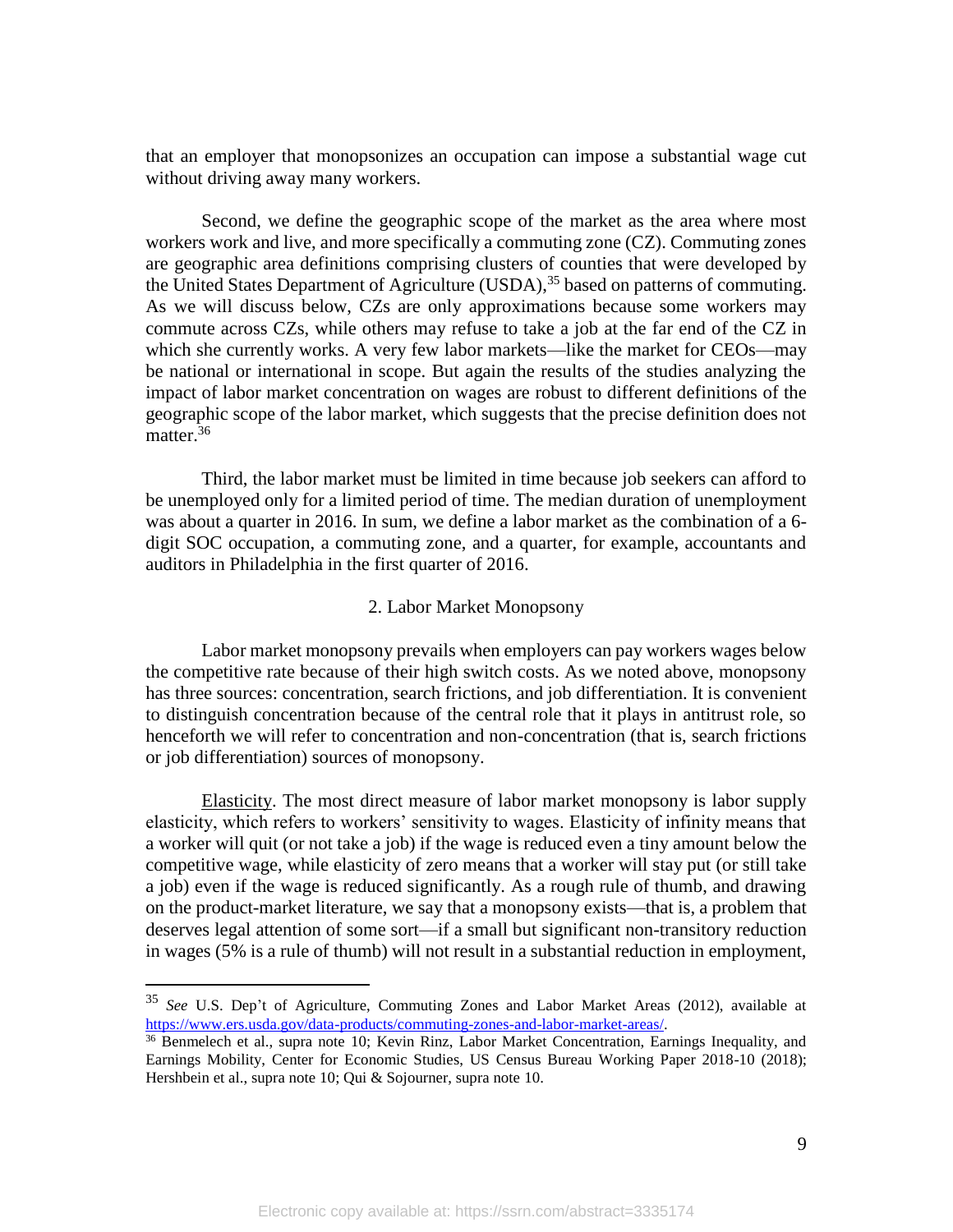that an employer that monopsonizes an occupation can impose a substantial wage cut without driving away many workers.

Second, we define the geographic scope of the market as the area where most workers work and live, and more specifically a commuting zone (CZ). Commuting zones are geographic area definitions comprising clusters of counties that were developed by the United States Department of Agriculture (USDA),[35] based on patterns of commuting. As we will discuss below, CZs are only approximations because some workers may commute across CZs, while others may refuse to take a job at the far end of the CZ in which she currently works. A very few labor markets—like the market for CEOs—may be national or international in scope. But again the results of the studies analyzing the impact of labor market concentration on wages are robust to different definitions of the geographic scope of the labor market, which suggests that the precise definition does not matter.[36]

Third, the labor market must be limited in time because job seekers can afford to be unemployed only for a limited period of time. The median duration of unemployment was about a quarter in 2016. In sum, we define a labor market as the combination of a 6-digit SOC occupation, a commuting zone, and a quarter, for example, accountants and auditors in Philadelphia in the first quarter of 2016.

### 2. Labor Market Monopsony

Labor market monopsony prevails when employers can pay workers wages below the competitive rate because of their high switch costs. As we noted above, monopsony has three sources: concentration, search frictions, and job differentiation. It is convenient to distinguish concentration because of the central role that it plays in antitrust role, so henceforth we will refer to concentration and non-concentration (that is, search frictions or job differentiation) sources of monopsony.

Elasticity. The most direct measure of labor market monopsony is labor supply elasticity, which refers to workers' sensitivity to wages. Elasticity of infinity means that a worker will quit (or not take a job) if the wage is reduced even a tiny amount below the competitive wage, while elasticity of zero means that a worker will stay put (or still take a job) even if the wage is reduced significantly. As a rough rule of thumb, and drawing on the product-market literature, we say that a monopsony exists—that is, a problem that deserves legal attention of some sort—if a small but significant non-transitory reduction in wages (5% is a rule of thumb) will not result in a substantial reduction in employment,

---

[35] *See* U.S. Dep't of Agriculture, Commuting Zones and Labor Market Areas (2012), available at https://www.ers.usda.gov/data-products/commuting-zones-and-labor-market-areas/.

[36] Benmelech et al., supra note 10; Kevin Rinz, Labor Market Concentration, Earnings Inequality, and Earnings Mobility, Center for Economic Studies, US Census Bureau Working Paper 2018-10 (2018); Hershbein et al., supra note 10; Qui & Sojourner, supra note 10.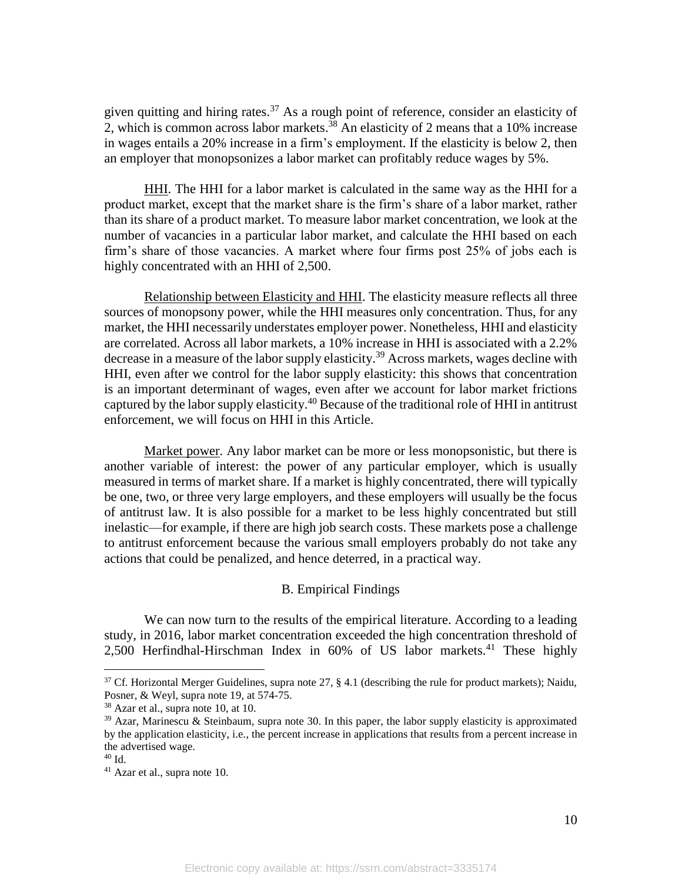given quitting and hiring rates.[37] As a rough point of reference, consider an elasticity of 2, which is common across labor markets.[38] An elasticity of 2 means that a 10% increase in wages entails a 20% increase in a firm's employment. If the elasticity is below 2, then an employer that monopsonizes a labor market can profitably reduce wages by 5%.

<u>HHI</u>. The HHI for a labor market is calculated in the same way as the HHI for a product market, except that the market share is the firm's share of a labor market, rather than its share of a product market. To measure labor market concentration, we look at the number of vacancies in a particular labor market, and calculate the HHI based on each firm's share of those vacancies. A market where four firms post 25% of jobs each is highly concentrated with an HHI of 2,500.

<u>Relationship between Elasticity and HHI</u>. The elasticity measure reflects all three sources of monopsony power, while the HHI measures only concentration. Thus, for any market, the HHI necessarily understates employer power. Nonetheless, HHI and elasticity are correlated. Across all labor markets, a 10% increase in HHI is associated with a 2.2% decrease in a measure of the labor supply elasticity.[39] Across markets, wages decline with HHI, even after we control for the labor supply elasticity: this shows that concentration is an important determinant of wages, even after we account for labor market frictions captured by the labor supply elasticity.[40] Because of the traditional role of HHI in antitrust enforcement, we will focus on HHI in this Article.

<u>Market power</u>. Any labor market can be more or less monopsonistic, but there is another variable of interest: the power of any particular employer, which is usually measured in terms of market share. If a market is highly concentrated, there will typically be one, two, or three very large employers, and these employers will usually be the focus of antitrust law. It is also possible for a market to be less highly concentrated but still inelastic—for example, if there are high job search costs. These markets pose a challenge to antitrust enforcement because the various small employers probably do not take any actions that could be penalized, and hence deterred, in a practical way.

### B. Empirical Findings

We can now turn to the results of the empirical literature. According to a leading study, in 2016, labor market concentration exceeded the high concentration threshold of 2,500 Herfindhal-Hirschman Index in 60% of US labor markets.[41] These highly

---

[37] Cf. Horizontal Merger Guidelines, supra note 27, § 4.1 (describing the rule for product markets); Naidu, Posner, & Weyl, supra note 19, at 574-75.

[38] Azar et al., supra note 10, at 10.

[39] Azar, Marinescu & Steinbaum, supra note 30. In this paper, the labor supply elasticity is approximated by the application elasticity, i.e., the percent increase in applications that results from a percent increase in the advertised wage.

[40] Id.

[41] Azar et al., supra note 10.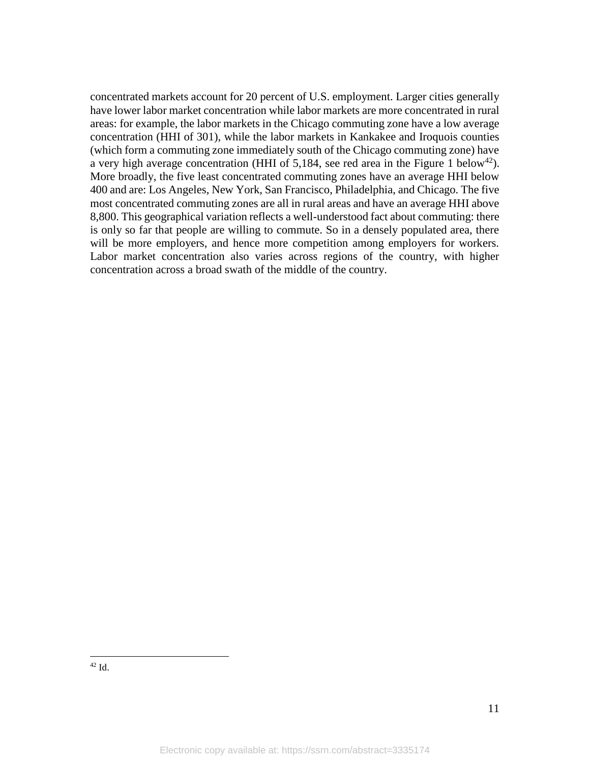concentrated markets account for 20 percent of U.S. employment. Larger cities generally have lower labor market concentration while labor markets are more concentrated in rural areas: for example, the labor markets in the Chicago commuting zone have a low average concentration (HHI of 301), while the labor markets in Kankakee and Iroquois counties (which form a commuting zone immediately south of the Chicago commuting zone) have a very high average concentration (HHI of 5,184, see red area in the Figure 1 below[42]). More broadly, the five least concentrated commuting zones have an average HHI below 400 and are: Los Angeles, New York, San Francisco, Philadelphia, and Chicago. The five most concentrated commuting zones are all in rural areas and have an average HHI above 8,800. This geographical variation reflects a well-understood fact about commuting: there is only so far that people are willing to commute. So in a densely populated area, there will be more employers, and hence more competition among employers for workers. Labor market concentration also varies across regions of the country, with higher concentration across a broad swath of the middle of the country.

[42] Id.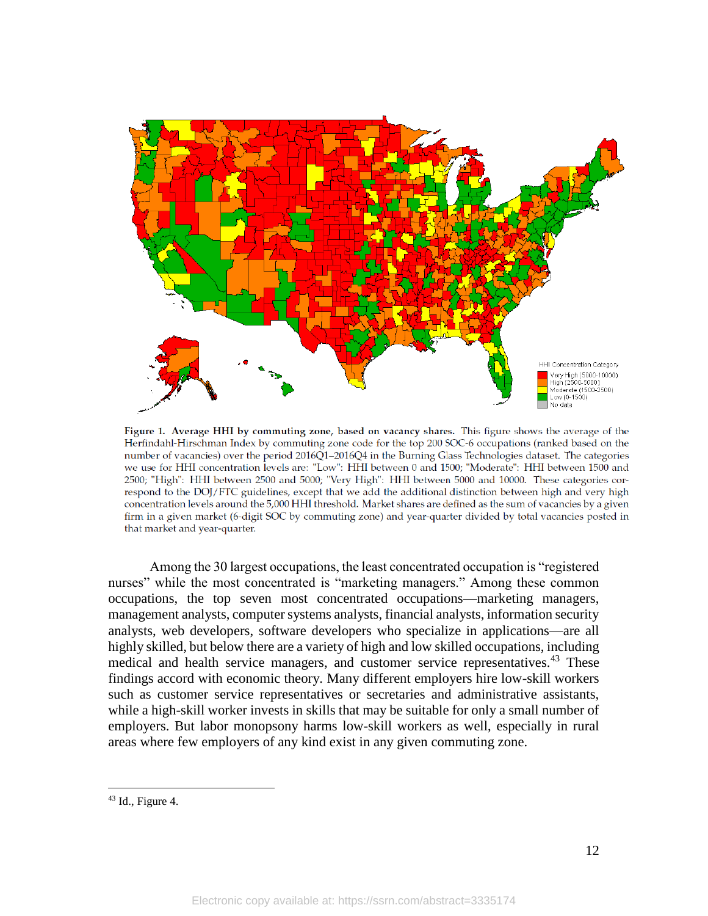**Figure 1. Average HHI by commuting zone, based on vacancy shares.** This figure shows the average of the Herfindahl-Hirschman Index by commuting zone code for the top 200 SOC-6 occupations (ranked based on the number of vacancies) over the period 2016Q1–2016Q4 in the Burning Glass Technologies dataset. The categories we use for HHI concentration levels are: "Low": HHI between 0 and 1500; "Moderate": HHI between 1500 and 2500; "High": HHI between 2500 and 5000; "Very High": HHI between 5000 and 10000. These categories correspond to the DOJ/FTC guidelines, except that we add the additional distinction between high and very high concentration levels around the 5,000 HHI threshold. Market shares are defined as the sum of vacancies by a given firm in a given market (6-digit SOC by commuting zone) and year-quarter divided by total vacancies posted in that market and year-quarter.

Among the 30 largest occupations, the least concentrated occupation is "registered nurses" while the most concentrated is "marketing managers." Among these common occupations, the top seven most concentrated occupations—marketing managers, management analysts, computer systems analysts, financial analysts, information security analysts, web developers, software developers who specialize in applications—are all highly skilled, but below there are a variety of high and low skilled occupations, including medical and health service managers, and customer service representatives.[43] These findings accord with economic theory. Many different employers hire low-skill workers such as customer service representatives or secretaries and administrative assistants, while a high-skill worker invests in skills that may be suitable for only a small number of employers. But labor monopsony harms low-skill workers as well, especially in rural areas where few employers of any kind exist in any given commuting zone.

[43] Id., Figure 4.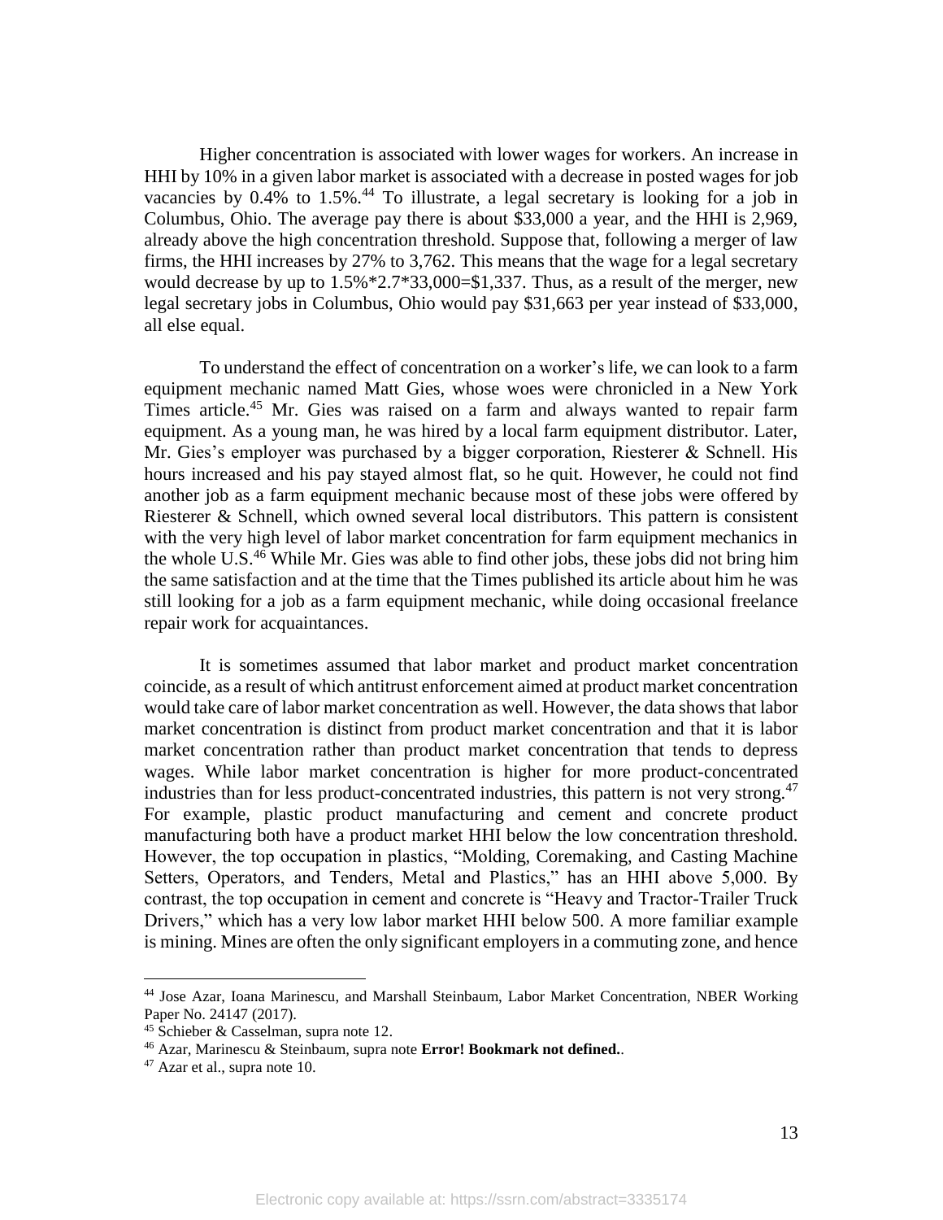Higher concentration is associated with lower wages for workers. An increase in HHI by 10% in a given labor market is associated with a decrease in posted wages for job vacancies by 0.4% to 1.5%.[44] To illustrate, a legal secretary is looking for a job in Columbus, Ohio. The average pay there is about $33,000 a year, and the HHI is 2,969, already above the high concentration threshold. Suppose that, following a merger of law firms, the HHI increases by 27% to 3,762. This means that the wage for a legal secretary would decrease by up to 1.5%*2.7*33,000=$1,337. Thus, as a result of the merger, new legal secretary jobs in Columbus, Ohio would pay $31,663 per year instead of $33,000, all else equal.

To understand the effect of concentration on a worker's life, we can look to a farm equipment mechanic named Matt Gies, whose woes were chronicled in a New York Times article.[45] Mr. Gies was raised on a farm and always wanted to repair farm equipment. As a young man, he was hired by a local farm equipment distributor. Later, Mr. Gies's employer was purchased by a bigger corporation, Riesterer & Schnell. His hours increased and his pay stayed almost flat, so he quit. However, he could not find another job as a farm equipment mechanic because most of these jobs were offered by Riesterer & Schnell, which owned several local distributors. This pattern is consistent with the very high level of labor market concentration for farm equipment mechanics in the whole U.S.[46] While Mr. Gies was able to find other jobs, these jobs did not bring him the same satisfaction and at the time that the Times published its article about him he was still looking for a job as a farm equipment mechanic, while doing occasional freelance repair work for acquaintances.

It is sometimes assumed that labor market and product market concentration coincide, as a result of which antitrust enforcement aimed at product market concentration would take care of labor market concentration as well. However, the data shows that labor market concentration is distinct from product market concentration and that it is labor market concentration rather than product market concentration that tends to depress wages. While labor market concentration is higher for more product-concentrated industries than for less product-concentrated industries, this pattern is not very strong.[47] For example, plastic product manufacturing and cement and concrete product manufacturing both have a product market HHI below the low concentration threshold. However, the top occupation in plastics, "Molding, Coremaking, and Casting Machine Setters, Operators, and Tenders, Metal and Plastics," has an HHI above 5,000. By contrast, the top occupation in cement and concrete is "Heavy and Tractor-Trailer Truck Drivers," which has a very low labor market HHI below 500. A more familiar example is mining. Mines are often the only significant employers in a commuting zone, and hence

---

[44] Jose Azar, Ioana Marinescu, and Marshall Steinbaum, Labor Market Concentration, NBER Working Paper No. 24147 (2017).

[45] Schieber & Casselman, supra note 12.

[46] Azar, Marinescu & Steinbaum, supra note **Error! Bookmark not defined.**.

[47] Azar et al., supra note 10.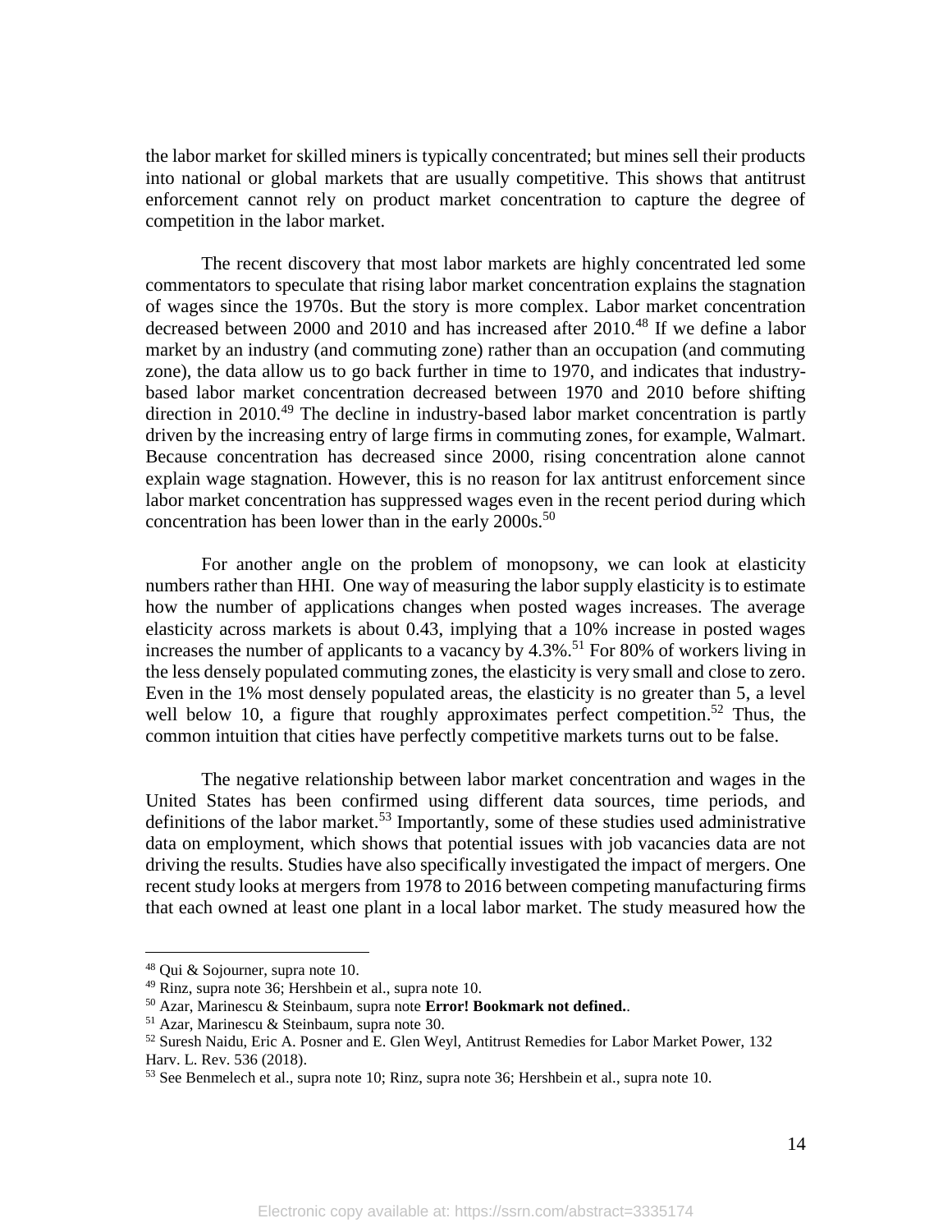the labor market for skilled miners is typically concentrated; but mines sell their products into national or global markets that are usually competitive. This shows that antitrust enforcement cannot rely on product market concentration to capture the degree of competition in the labor market.

The recent discovery that most labor markets are highly concentrated led some commentators to speculate that rising labor market concentration explains the stagnation of wages since the 1970s. But the story is more complex. Labor market concentration decreased between 2000 and 2010 and has increased after 2010.[48] If we define a labor market by an industry (and commuting zone) rather than an occupation (and commuting zone), the data allow us to go back further in time to 1970, and indicates that industry-based labor market concentration decreased between 1970 and 2010 before shifting direction in 2010.[49] The decline in industry-based labor market concentration is partly driven by the increasing entry of large firms in commuting zones, for example, Walmart. Because concentration has decreased since 2000, rising concentration alone cannot explain wage stagnation. However, this is no reason for lax antitrust enforcement since labor market concentration has suppressed wages even in the recent period during which concentration has been lower than in the early 2000s.[50]

For another angle on the problem of monopsony, we can look at elasticity numbers rather than HHI. One way of measuring the labor supply elasticity is to estimate how the number of applications changes when posted wages increases. The average elasticity across markets is about 0.43, implying that a 10% increase in posted wages increases the number of applicants to a vacancy by 4.3%.[51] For 80% of workers living in the less densely populated commuting zones, the elasticity is very small and close to zero. Even in the 1% most densely populated areas, the elasticity is no greater than 5, a level well below 10, a figure that roughly approximates perfect competition.[52] Thus, the common intuition that cities have perfectly competitive markets turns out to be false.

The negative relationship between labor market concentration and wages in the United States has been confirmed using different data sources, time periods, and definitions of the labor market.[53] Importantly, some of these studies used administrative data on employment, which shows that potential issues with job vacancies data are not driving the results. Studies have also specifically investigated the impact of mergers. One recent study looks at mergers from 1978 to 2016 between competing manufacturing firms that each owned at least one plant in a local labor market. The study measured how the

---

[48] Qui & Sojourner, supra note 10.

[49] Rinz, supra note 36; Hershbein et al., supra note 10.

[50] Azar, Marinescu & Steinbaum, supra note **Error! Bookmark not defined.**.

[51] Azar, Marinescu & Steinbaum, supra note 30.

[52] Suresh Naidu, Eric A. Posner and E. Glen Weyl, Antitrust Remedies for Labor Market Power, 132 Harv. L. Rev. 536 (2018).

[53] See Benmelech et al., supra note 10; Rinz, supra note 36; Hershbein et al., supra note 10.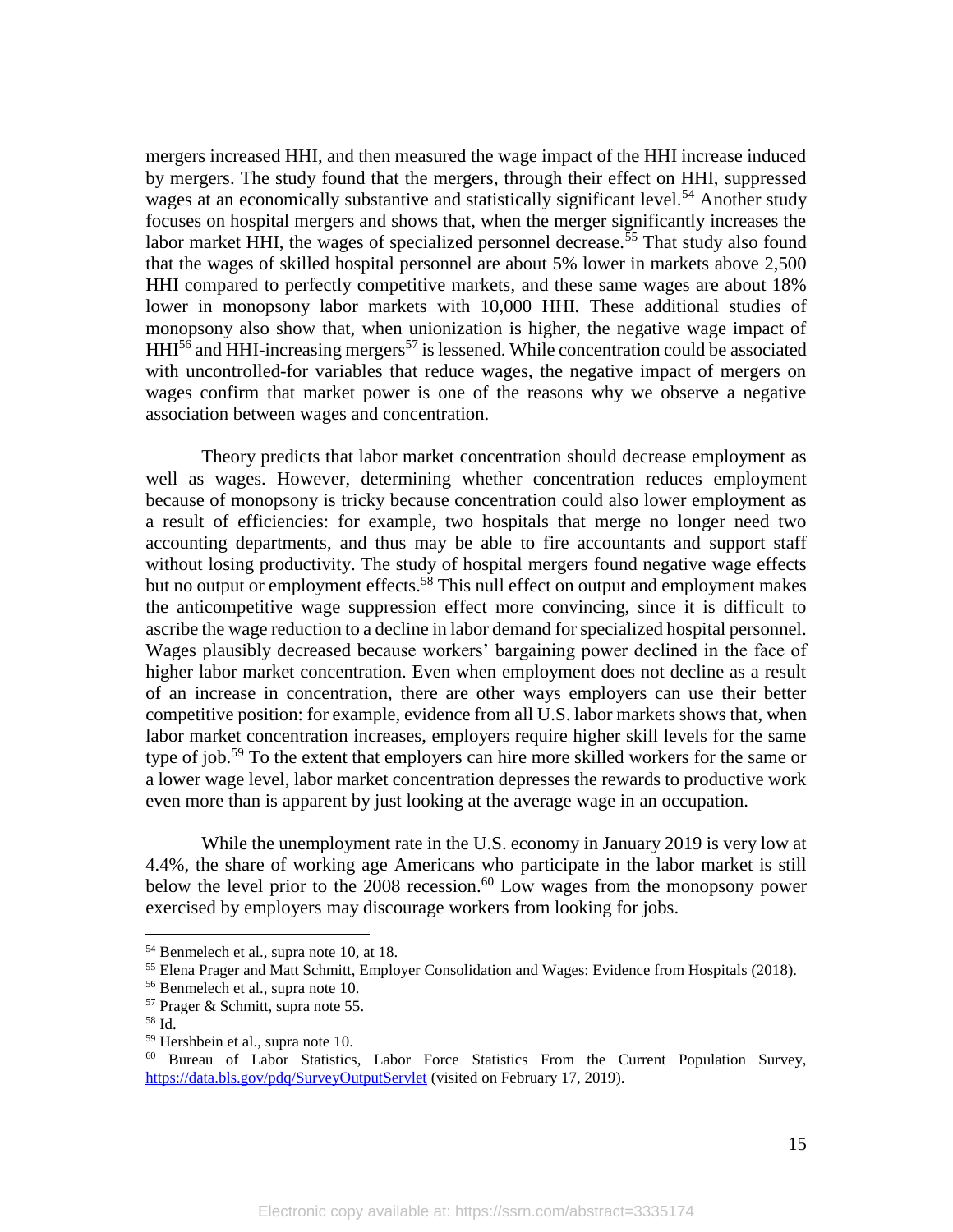mergers increased HHI, and then measured the wage impact of the HHI increase induced by mergers. The study found that the mergers, through their effect on HHI, suppressed wages at an economically substantive and statistically significant level.[54] Another study focuses on hospital mergers and shows that, when the merger significantly increases the labor market HHI, the wages of specialized personnel decrease.[55] That study also found that the wages of skilled hospital personnel are about 5% lower in markets above 2,500 HHI compared to perfectly competitive markets, and these same wages are about 18% lower in monopsony labor markets with 10,000 HHI. These additional studies of monopsony also show that, when unionization is higher, the negative wage impact of HHI[56] and HHI-increasing mergers[57] is lessened. While concentration could be associated with uncontrolled-for variables that reduce wages, the negative impact of mergers on wages confirm that market power is one of the reasons why we observe a negative association between wages and concentration.

Theory predicts that labor market concentration should decrease employment as well as wages. However, determining whether concentration reduces employment because of monopsony is tricky because concentration could also lower employment as a result of efficiencies: for example, two hospitals that merge no longer need two accounting departments, and thus may be able to fire accountants and support staff without losing productivity. The study of hospital mergers found negative wage effects but no output or employment effects.[58] This null effect on output and employment makes the anticompetitive wage suppression effect more convincing, since it is difficult to ascribe the wage reduction to a decline in labor demand for specialized hospital personnel. Wages plausibly decreased because workers' bargaining power declined in the face of higher labor market concentration. Even when employment does not decline as a result of an increase in concentration, there are other ways employers can use their better competitive position: for example, evidence from all U.S. labor markets shows that, when labor market concentration increases, employers require higher skill levels for the same type of job.[59] To the extent that employers can hire more skilled workers for the same or a lower wage level, labor market concentration depresses the rewards to productive work even more than is apparent by just looking at the average wage in an occupation.

While the unemployment rate in the U.S. economy in January 2019 is very low at 4.4%, the share of working age Americans who participate in the labor market is still below the level prior to the 2008 recession.[60] Low wages from the monopsony power exercised by employers may discourage workers from looking for jobs.

---

[54] Benmelech et al., supra note 10, at 18.

[55] Elena Prager and Matt Schmitt, Employer Consolidation and Wages: Evidence from Hospitals (2018).

[56] Benmelech et al., supra note 10.

[57] Prager & Schmitt, supra note 55.

[58] Id.

[59] Hershbein et al., supra note 10.

[60] Bureau of Labor Statistics, Labor Force Statistics From the Current Population Survey, https://data.bls.gov/pdq/SurveyOutputServlet (visited on February 17, 2019).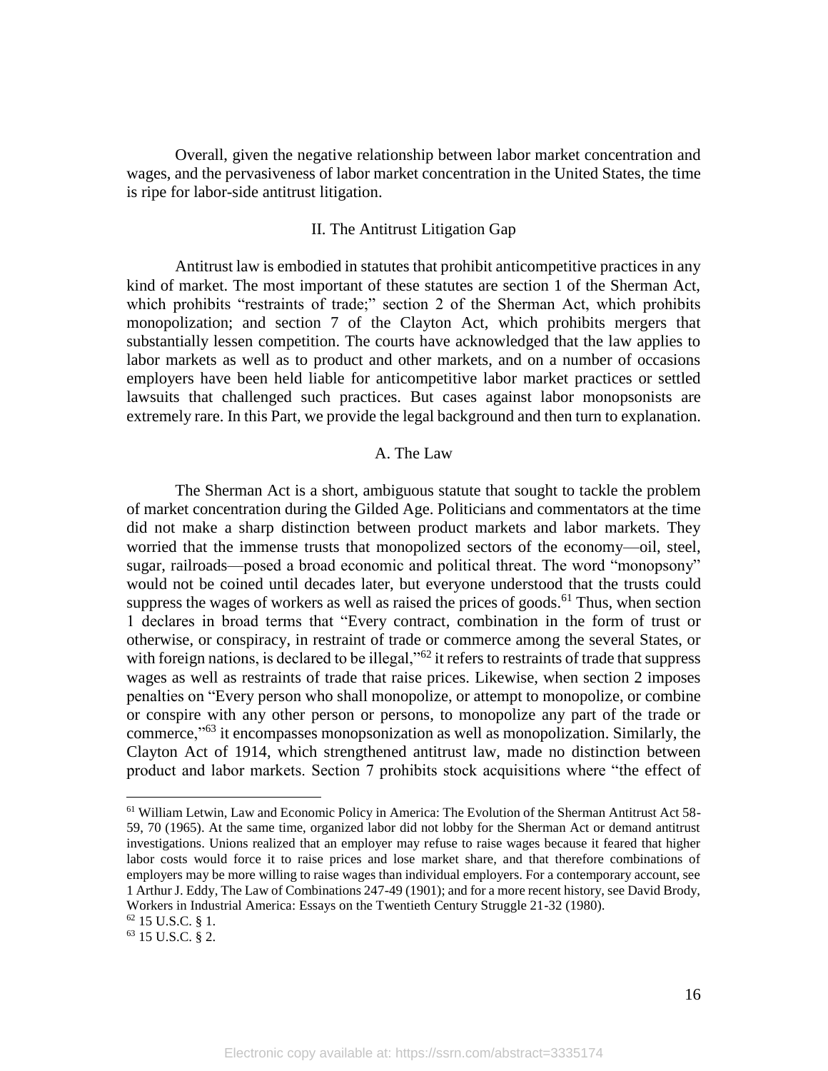Overall, given the negative relationship between labor market concentration and wages, and the pervasiveness of labor market concentration in the United States, the time is ripe for labor-side antitrust litigation.

## II. The Antitrust Litigation Gap

Antitrust law is embodied in statutes that prohibit anticompetitive practices in any kind of market. The most important of these statutes are section 1 of the Sherman Act, which prohibits "restraints of trade;" section 2 of the Sherman Act, which prohibits monopolization; and section 7 of the Clayton Act, which prohibits mergers that substantially lessen competition. The courts have acknowledged that the law applies to labor markets as well as to product and other markets, and on a number of occasions employers have been held liable for anticompetitive labor market practices or settled lawsuits that challenged such practices. But cases against labor monopsonists are extremely rare. In this Part, we provide the legal background and then turn to explanation.

### A. The Law

The Sherman Act is a short, ambiguous statute that sought to tackle the problem of market concentration during the Gilded Age. Politicians and commentators at the time did not make a sharp distinction between product markets and labor markets. They worried that the immense trusts that monopolized sectors of the economy—oil, steel, sugar, railroads—posed a broad economic and political threat. The word "monopsony" would not be coined until decades later, but everyone understood that the trusts could suppress the wages of workers as well as raised the prices of goods.[61] Thus, when section 1 declares in broad terms that "Every contract, combination in the form of trust or otherwise, or conspiracy, in restraint of trade or commerce among the several States, or with foreign nations, is declared to be illegal,"[62] it refers to restraints of trade that suppress wages as well as restraints of trade that raise prices. Likewise, when section 2 imposes penalties on "Every person who shall monopolize, or attempt to monopolize, or combine or conspire with any other person or persons, to monopolize any part of the trade or commerce,"[63] it encompasses monopsonization as well as monopolization. Similarly, the Clayton Act of 1914, which strengthened antitrust law, made no distinction between product and labor markets. Section 7 prohibits stock acquisitions where "the effect of

---

[61] William Letwin, Law and Economic Policy in America: The Evolution of the Sherman Antitrust Act 58-59, 70 (1965). At the same time, organized labor did not lobby for the Sherman Act or demand antitrust investigations. Unions realized that an employer may refuse to raise wages because it feared that higher labor costs would force it to raise prices and lose market share, and that therefore combinations of employers may be more willing to raise wages than individual employers. For a contemporary account, see 1 Arthur J. Eddy, The Law of Combinations 247-49 (1901); and for a more recent history, see David Brody, Workers in Industrial America: Essays on the Twentieth Century Struggle 21-32 (1980).

[62] 15 U.S.C. § 1.

[63] 15 U.S.C. § 2.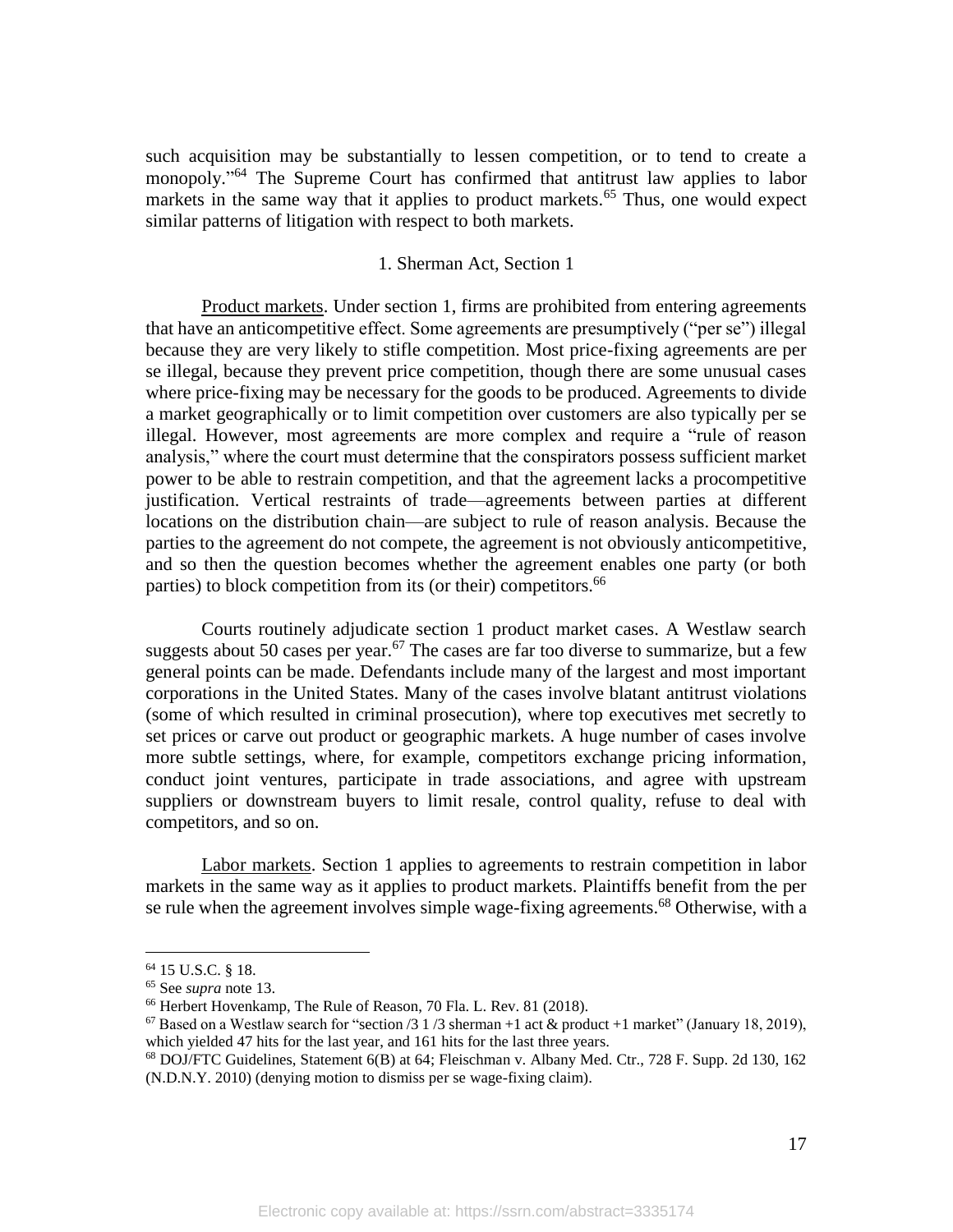such acquisition may be substantially to lessen competition, or to tend to create a monopoly."[64] The Supreme Court has confirmed that antitrust law applies to labor markets in the same way that it applies to product markets.[65] Thus, one would expect similar patterns of litigation with respect to both markets.

### 1. Sherman Act, Section 1

Product markets. Under section 1, firms are prohibited from entering agreements that have an anticompetitive effect. Some agreements are presumptively ("per se") illegal because they are very likely to stifle competition. Most price-fixing agreements are per se illegal, because they prevent price competition, though there are some unusual cases where price-fixing may be necessary for the goods to be produced. Agreements to divide a market geographically or to limit competition over customers are also typically per se illegal. However, most agreements are more complex and require a "rule of reason analysis," where the court must determine that the conspirators possess sufficient market power to be able to restrain competition, and that the agreement lacks a procompetitive justification. Vertical restraints of trade—agreements between parties at different locations on the distribution chain—are subject to rule of reason analysis. Because the parties to the agreement do not compete, the agreement is not obviously anticompetitive, and so then the question becomes whether the agreement enables one party (or both parties) to block competition from its (or their) competitors.[66]

Courts routinely adjudicate section 1 product market cases. A Westlaw search suggests about 50 cases per year.[67] The cases are far too diverse to summarize, but a few general points can be made. Defendants include many of the largest and most important corporations in the United States. Many of the cases involve blatant antitrust violations (some of which resulted in criminal prosecution), where top executives met secretly to set prices or carve out product or geographic markets. A huge number of cases involve more subtle settings, where, for example, competitors exchange pricing information, conduct joint ventures, participate in trade associations, and agree with upstream suppliers or downstream buyers to limit resale, control quality, refuse to deal with competitors, and so on.

Labor markets. Section 1 applies to agreements to restrain competition in labor markets in the same way as it applies to product markets. Plaintiffs benefit from the per se rule when the agreement involves simple wage-fixing agreements.[68] Otherwise, with a

---

[64] 15 U.S.C. § 18.

[65] See *supra* note 13.

[66] Herbert Hovenkamp, The Rule of Reason, 70 Fla. L. Rev. 81 (2018).

[67] Based on a Westlaw search for "section /3 1 /3 sherman +1 act & product +1 market" (January 18, 2019), which yielded 47 hits for the last year, and 161 hits for the last three years.

[68] DOJ/FTC Guidelines, Statement 6(B) at 64; Fleischman v. Albany Med. Ctr., 728 F. Supp. 2d 130, 162 (N.D.N.Y. 2010) (denying motion to dismiss per se wage-fixing claim).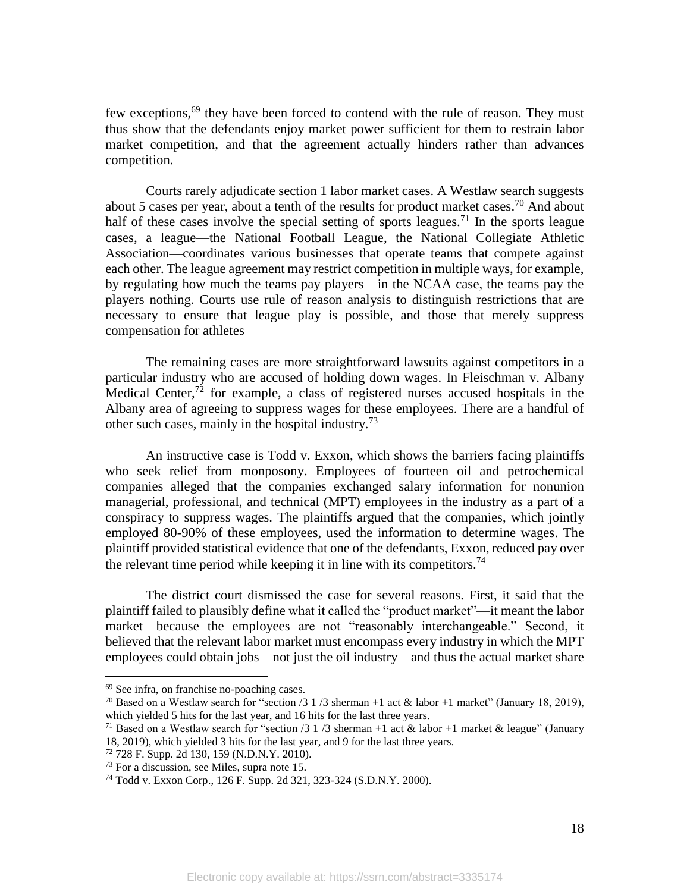few exceptions,[69] they have been forced to contend with the rule of reason. They must thus show that the defendants enjoy market power sufficient for them to restrain labor market competition, and that the agreement actually hinders rather than advances competition.

Courts rarely adjudicate section 1 labor market cases. A Westlaw search suggests about 5 cases per year, about a tenth of the results for product market cases.[70] And about half of these cases involve the special setting of sports leagues.[71] In the sports league cases, a league—the National Football League, the National Collegiate Athletic Association—coordinates various businesses that operate teams that compete against each other. The league agreement may restrict competition in multiple ways, for example, by regulating how much the teams pay players—in the NCAA case, the teams pay the players nothing. Courts use rule of reason analysis to distinguish restrictions that are necessary to ensure that league play is possible, and those that merely suppress compensation for athletes

The remaining cases are more straightforward lawsuits against competitors in a particular industry who are accused of holding down wages. In Fleischman v. Albany Medical Center,[72] for example, a class of registered nurses accused hospitals in the Albany area of agreeing to suppress wages for these employees. There are a handful of other such cases, mainly in the hospital industry.[73]

An instructive case is Todd v. Exxon, which shows the barriers facing plaintiffs who seek relief from monposony. Employees of fourteen oil and petrochemical companies alleged that the companies exchanged salary information for nonunion managerial, professional, and technical (MPT) employees in the industry as a part of a conspiracy to suppress wages. The plaintiffs argued that the companies, which jointly employed 80-90% of these employees, used the information to determine wages. The plaintiff provided statistical evidence that one of the defendants, Exxon, reduced pay over the relevant time period while keeping it in line with its competitors.[74]

The district court dismissed the case for several reasons. First, it said that the plaintiff failed to plausibly define what it called the "product market"—it meant the labor market—because the employees are not "reasonably interchangeable." Second, it believed that the relevant labor market must encompass every industry in which the MPT employees could obtain jobs—not just the oil industry—and thus the actual market share

---

[69] See infra, on franchise no-poaching cases.

[70] Based on a Westlaw search for "section /3 1 /3 sherman +1 act & labor +1 market" (January 18, 2019), which yielded 5 hits for the last year, and 16 hits for the last three years.

[71] Based on a Westlaw search for "section /3 1 /3 sherman +1 act & labor +1 market & league" (January 18, 2019), which yielded 3 hits for the last year, and 9 for the last three years.

[72] 728 F. Supp. 2d 130, 159 (N.D.N.Y. 2010).

[73] For a discussion, see Miles, supra note 15.

[74] Todd v. Exxon Corp., 126 F. Supp. 2d 321, 323-324 (S.D.N.Y. 2000).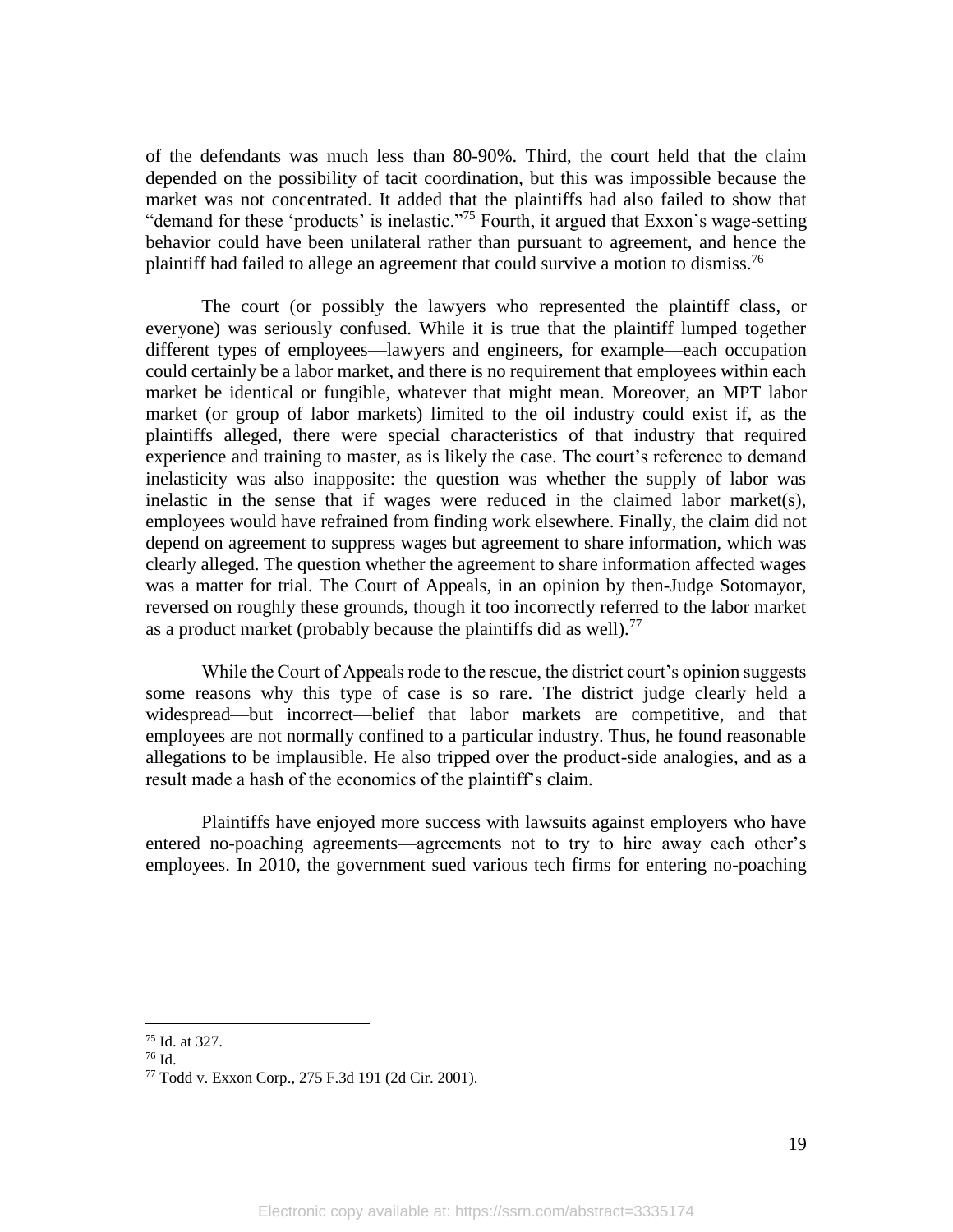of the defendants was much less than 80-90%. Third, the court held that the claim depended on the possibility of tacit coordination, but this was impossible because the market was not concentrated. It added that the plaintiffs had also failed to show that "demand for these 'products' is inelastic."[75] Fourth, it argued that Exxon's wage-setting behavior could have been unilateral rather than pursuant to agreement, and hence the plaintiff had failed to allege an agreement that could survive a motion to dismiss.[76]

The court (or possibly the lawyers who represented the plaintiff class, or everyone) was seriously confused. While it is true that the plaintiff lumped together different types of employees—lawyers and engineers, for example—each occupation could certainly be a labor market, and there is no requirement that employees within each market be identical or fungible, whatever that might mean. Moreover, an MPT labor market (or group of labor markets) limited to the oil industry could exist if, as the plaintiffs alleged, there were special characteristics of that industry that required experience and training to master, as is likely the case. The court's reference to demand inelasticity was also inapposite: the question was whether the supply of labor was inelastic in the sense that if wages were reduced in the claimed labor market(s), employees would have refrained from finding work elsewhere. Finally, the claim did not depend on agreement to suppress wages but agreement to share information, which was clearly alleged. The question whether the agreement to share information affected wages was a matter for trial. The Court of Appeals, in an opinion by then-Judge Sotomayor, reversed on roughly these grounds, though it too incorrectly referred to the labor market as a product market (probably because the plaintiffs did as well).[77]

While the Court of Appeals rode to the rescue, the district court's opinion suggests some reasons why this type of case is so rare. The district judge clearly held a widespread—but incorrect—belief that labor markets are competitive, and that employees are not normally confined to a particular industry. Thus, he found reasonable allegations to be implausible. He also tripped over the product-side analogies, and as a result made a hash of the economics of the plaintiff's claim.

Plaintiffs have enjoyed more success with lawsuits against employers who have entered no-poaching agreements—agreements not to try to hire away each other's employees. In 2010, the government sued various tech firms for entering no-poaching

---

[75] Id. at 327.

[76] Id.

[77] Todd v. Exxon Corp., 275 F.3d 191 (2d Cir. 2001).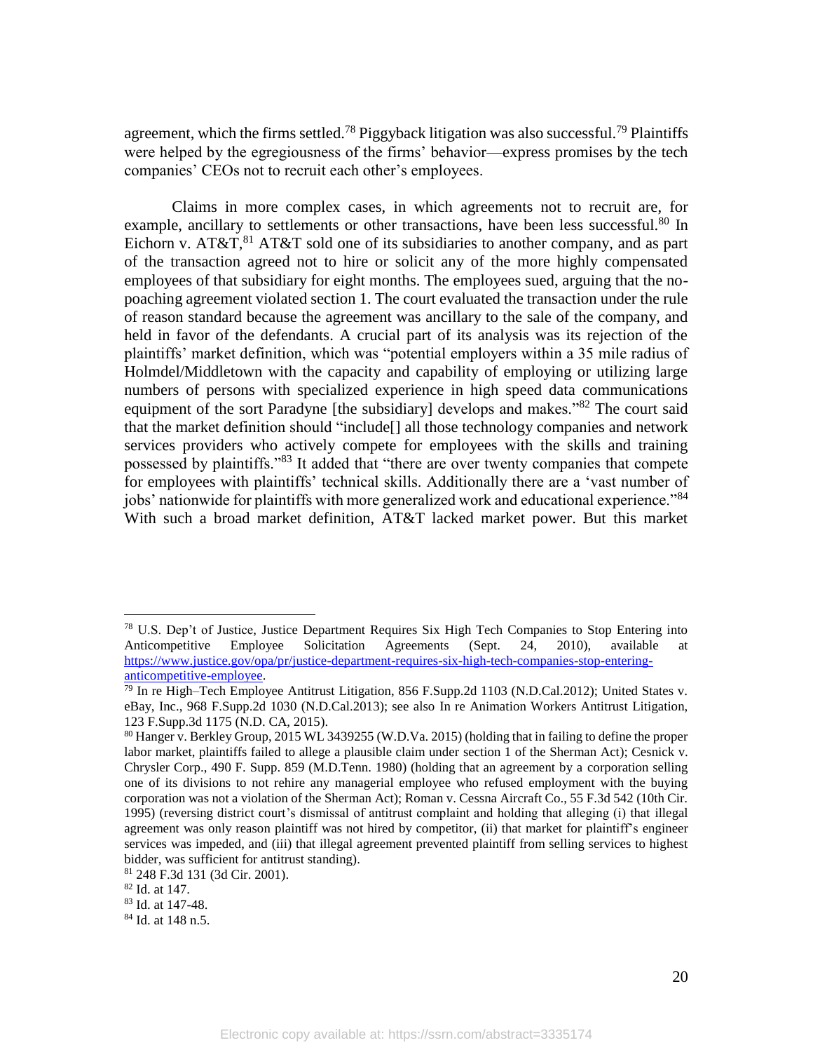agreement, which the firms settled.[78] Piggyback litigation was also successful.[79] Plaintiffs were helped by the egregiousness of the firms' behavior—express promises by the tech companies' CEOs not to recruit each other's employees.

Claims in more complex cases, in which agreements not to recruit are, for example, ancillary to settlements or other transactions, have been less successful.[80] In Eichorn v. AT&T,[81] AT&T sold one of its subsidiaries to another company, and as part of the transaction agreed not to hire or solicit any of the more highly compensated employees of that subsidiary for eight months. The employees sued, arguing that the no-poaching agreement violated section 1. The court evaluated the transaction under the rule of reason standard because the agreement was ancillary to the sale of the company, and held in favor of the defendants. A crucial part of its analysis was its rejection of the plaintiffs' market definition, which was "potential employers within a 35 mile radius of Holmdel/Middletown with the capacity and capability of employing or utilizing large numbers of persons with specialized experience in high speed data communications equipment of the sort Paradyne [the subsidiary] develops and makes."[82] The court said that the market definition should "include[] all those technology companies and network services providers who actively compete for employees with the skills and training possessed by plaintiffs."[83] It added that "there are over twenty companies that compete for employees with plaintiffs' technical skills. Additionally there are a 'vast number of jobs' nationwide for plaintiffs with more generalized work and educational experience."[84] With such a broad market definition, AT&T lacked market power. But this market

---

[78] U.S. Dep't of Justice, Justice Department Requires Six High Tech Companies to Stop Entering into Anticompetitive Employee Solicitation Agreements (Sept. 24, 2010), available at https://www.justice.gov/opa/pr/justice-department-requires-six-high-tech-companies-stop-entering-anticompetitive-employee.

[79] In re High–Tech Employee Antitrust Litigation, 856 F.Supp.2d 1103 (N.D.Cal.2012); United States v. eBay, Inc., 968 F.Supp.2d 1030 (N.D.Cal.2013); see also In re Animation Workers Antitrust Litigation, 123 F.Supp.3d 1175 (N.D. CA, 2015).

[80] Hanger v. Berkley Group, 2015 WL 3439255 (W.D.Va. 2015) (holding that in failing to define the proper labor market, plaintiffs failed to allege a plausible claim under section 1 of the Sherman Act); Cesnick v. Chrysler Corp., 490 F. Supp. 859 (M.D.Tenn. 1980) (holding that an agreement by a corporation selling one of its divisions to not rehire any managerial employee who refused employment with the buying corporation was not a violation of the Sherman Act); Roman v. Cessna Aircraft Co., 55 F.3d 542 (10th Cir. 1995) (reversing district court's dismissal of antitrust complaint and holding that alleging (i) that illegal agreement was only reason plaintiff was not hired by competitor, (ii) that market for plaintiff's engineer services was impeded, and (iii) that illegal agreement prevented plaintiff from selling services to highest bidder, was sufficient for antitrust standing).

[81] 248 F.3d 131 (3d Cir. 2001).

[82] Id. at 147.

[83] Id. at 147-48.

[84] Id. at 148 n.5.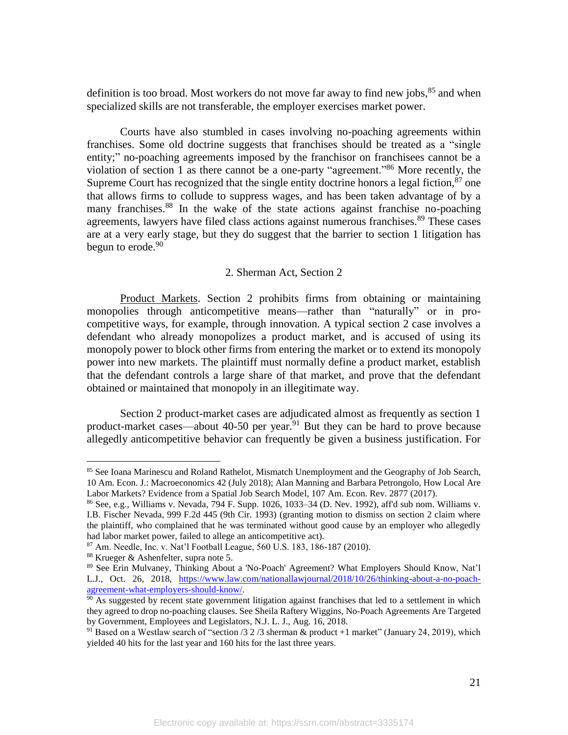definition is too broad. Most workers do not move far away to find new jobs,[85] and when specialized skills are not transferable, the employer exercises market power.

Courts have also stumbled in cases involving no-poaching agreements within franchises. Some old doctrine suggests that franchises should be treated as a "single entity;" no-poaching agreements imposed by the franchisor on franchisees cannot be a violation of section 1 as there cannot be a one-party "agreement."[86] More recently, the Supreme Court has recognized that the single entity doctrine honors a legal fiction,[87] one that allows firms to collude to suppress wages, and has been taken advantage of by a many franchises.[88] In the wake of the state actions against franchise no-poaching agreements, lawyers have filed class actions against numerous franchises.[89] These cases are at a very early stage, but they do suggest that the barrier to section 1 litigation has begun to erode.[90]

### 2. Sherman Act, Section 2

Product Markets. Section 2 prohibits firms from obtaining or maintaining monopolies through anticompetitive means—rather than "naturally" or in pro-competitive ways, for example, through innovation. A typical section 2 case involves a defendant who already monopolizes a product market, and is accused of using its monopoly power to block other firms from entering the market or to extend its monopoly power into new markets. The plaintiff must normally define a product market, establish that the defendant controls a large share of that market, and prove that the defendant obtained or maintained that monopoly in an illegitimate way.

Section 2 product-market cases are adjudicated almost as frequently as section 1 product-market cases—about 40-50 per year.[91] But they can be hard to prove because allegedly anticompetitive behavior can frequently be given a business justification. For

---

[85] See Ioana Marinescu and Roland Rathelot, Mismatch Unemployment and the Geography of Job Search, 10 Am. Econ. J.: Macroeconomics 42 (July 2018); Alan Manning and Barbara Petrongolo, How Local Are Labor Markets? Evidence from a Spatial Job Search Model, 107 Am. Econ. Rev. 2877 (2017).

[86] See, e.g., Williams v. Nevada, 794 F. Supp. 1026, 1033–34 (D. Nev. 1992), aff'd sub nom. Williams v. I.B. Fischer Nevada, 999 F.2d 445 (9th Cir. 1993) (granting motion to dismiss on section 2 claim where the plaintiff, who complained that he was terminated without good cause by an employer who allegedly had labor market power, failed to allege an anticompetitive act).

[87] Am. Needle, Inc. v. Nat'l Football League, 560 U.S. 183, 186-187 (2010).

[88] Krueger & Ashenfelter, supra note 5.

[89] See Erin Mulvaney, Thinking About a 'No-Poach' Agreement? What Employers Should Know, Nat'l L.J., Oct. 26, 2018, https://www.law.com/nationallawjournal/2018/10/26/thinking-about-a-no-poach-agreement-what-employers-should-know/.

[90] As suggested by recent state government litigation against franchises that led to a settlement in which they agreed to drop no-poaching clauses. See Sheila Raftery Wiggins, No-Poach Agreements Are Targeted by Government, Employees and Legislators, N.J. L. J., Aug. 16, 2018.

[91] Based on a Westlaw search of "section /3 2 /3 sherman & product +1 market" (January 24, 2019), which yielded 40 hits for the last year and 160 hits for the last three years.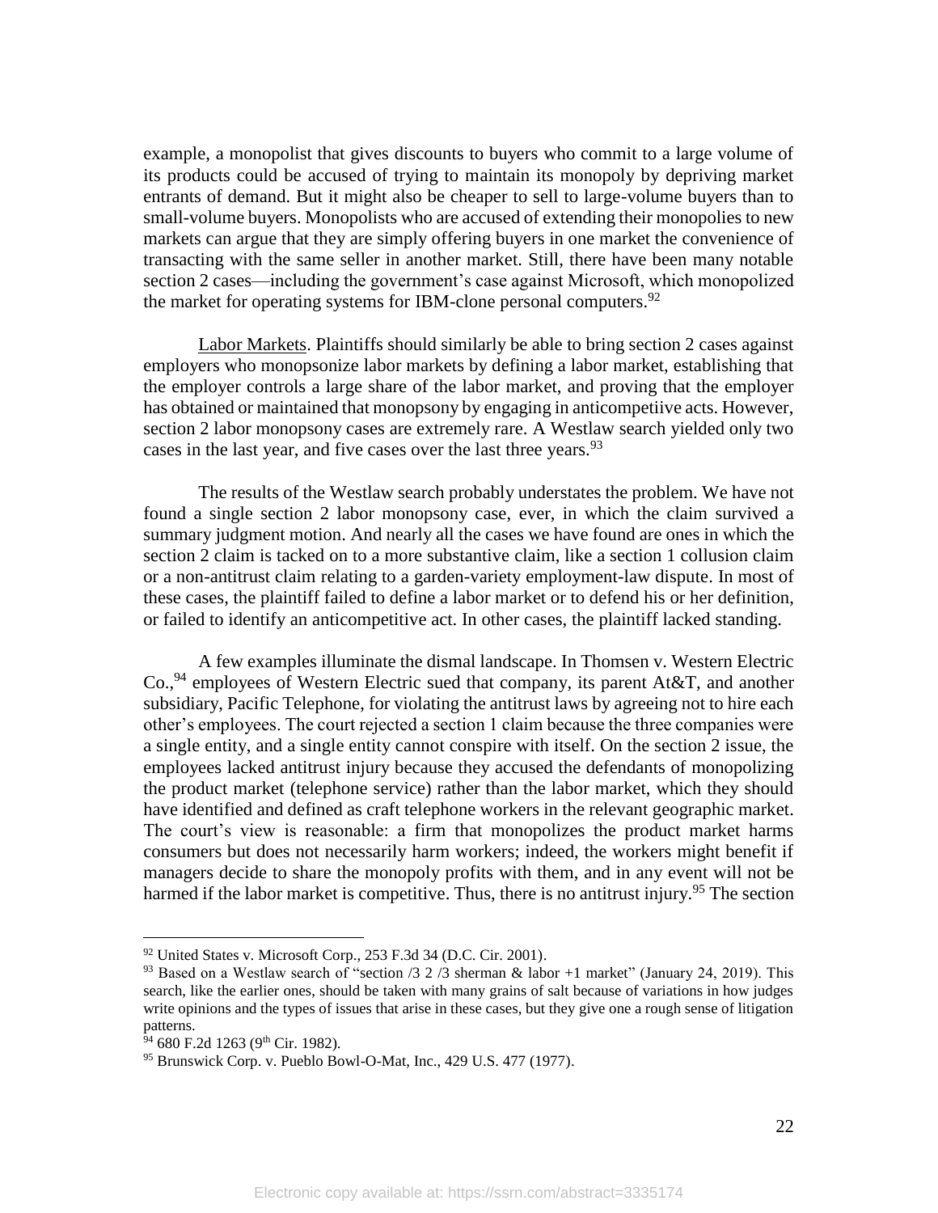example, a monopolist that gives discounts to buyers who commit to a large volume of its products could be accused of trying to maintain its monopoly by depriving market entrants of demand. But it might also be cheaper to sell to large-volume buyers than to small-volume buyers. Monopolists who are accused of extending their monopolies to new markets can argue that they are simply offering buyers in one market the convenience of transacting with the same seller in another market. Still, there have been many notable section 2 cases—including the government's case against Microsoft, which monopolized the market for operating systems for IBM-clone personal computers.[92]

Labor Markets. Plaintiffs should similarly be able to bring section 2 cases against employers who monopsonize labor markets by defining a labor market, establishing that the employer controls a large share of the labor market, and proving that the employer has obtained or maintained that monopsony by engaging in anticompetiive acts. However, section 2 labor monopsony cases are extremely rare. A Westlaw search yielded only two cases in the last year, and five cases over the last three years.[93]

The results of the Westlaw search probably understates the problem. We have not found a single section 2 labor monopsony case, ever, in which the claim survived a summary judgment motion. And nearly all the cases we have found are ones in which the section 2 claim is tacked on to a more substantive claim, like a section 1 collusion claim or a non-antitrust claim relating to a garden-variety employment-law dispute. In most of these cases, the plaintiff failed to define a labor market or to defend his or her definition, or failed to identify an anticompetitive act. In other cases, the plaintiff lacked standing.

A few examples illuminate the dismal landscape. In Thomsen v. Western Electric Co.,[94] employees of Western Electric sued that company, its parent At&T, and another subsidiary, Pacific Telephone, for violating the antitrust laws by agreeing not to hire each other's employees. The court rejected a section 1 claim because the three companies were a single entity, and a single entity cannot conspire with itself. On the section 2 issue, the employees lacked antitrust injury because they accused the defendants of monopolizing the product market (telephone service) rather than the labor market, which they should have identified and defined as craft telephone workers in the relevant geographic market. The court's view is reasonable: a firm that monopolizes the product market harms consumers but does not necessarily harm workers; indeed, the workers might benefit if managers decide to share the monopoly profits with them, and in any event will not be harmed if the labor market is competitive. Thus, there is no antitrust injury.[95] The section

---

[92] United States v. Microsoft Corp., 253 F.3d 34 (D.C. Cir. 2001).

[93] Based on a Westlaw search of "section /3 2 /3 sherman & labor +1 market" (January 24, 2019). This search, like the earlier ones, should be taken with many grains of salt because of variations in how judges write opinions and the types of issues that arise in these cases, but they give one a rough sense of litigation patterns.

[94] 680 F.2d 1263 (9th Cir. 1982).

[95] Brunswick Corp. v. Pueblo Bowl-O-Mat, Inc., 429 U.S. 477 (1977).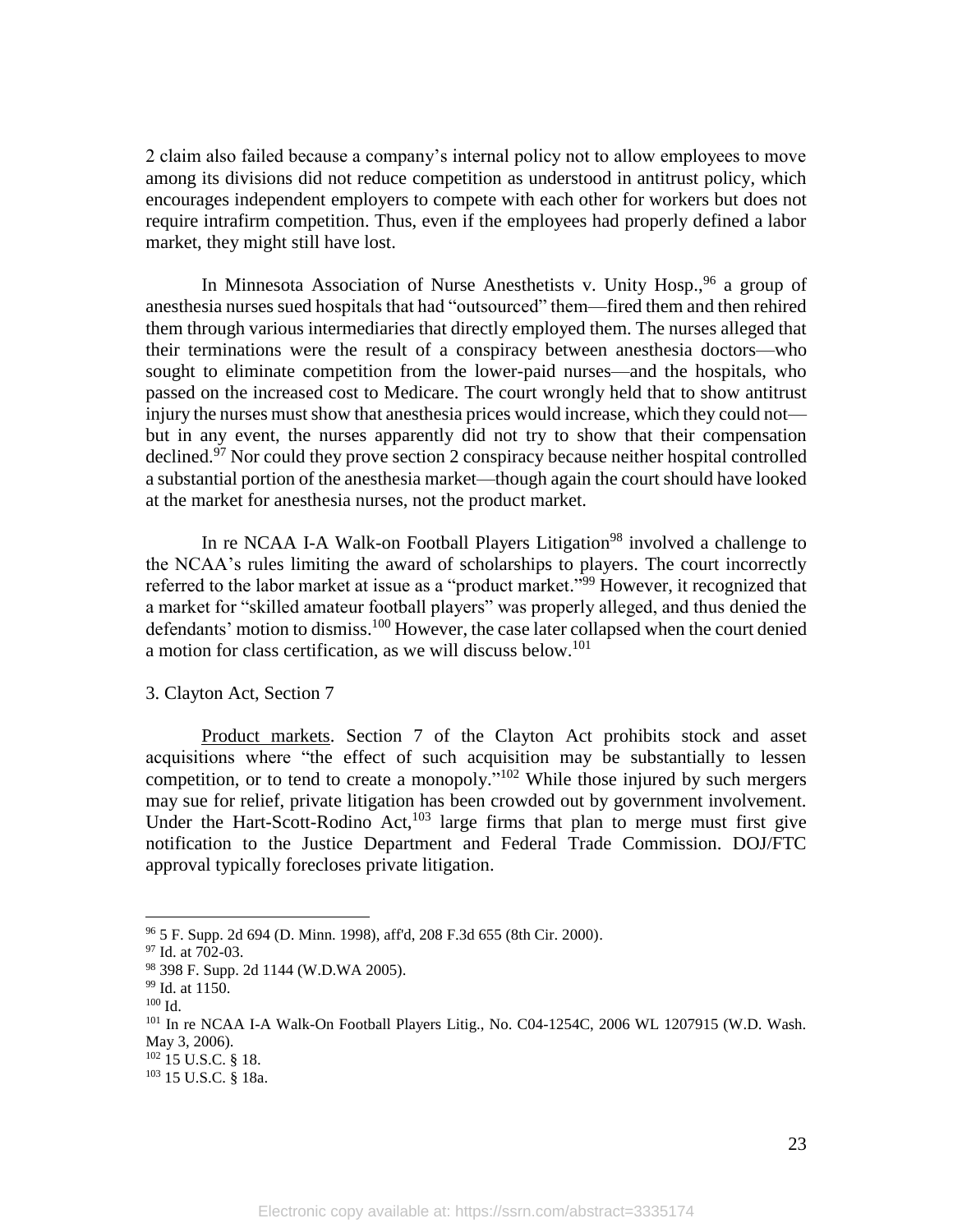2 claim also failed because a company's internal policy not to allow employees to move among its divisions did not reduce competition as understood in antitrust policy, which encourages independent employers to compete with each other for workers but does not require intrafirm competition. Thus, even if the employees had properly defined a labor market, they might still have lost.

In Minnesota Association of Nurse Anesthetists v. Unity Hosp.,[96] a group of anesthesia nurses sued hospitals that had "outsourced" them—fired them and then rehired them through various intermediaries that directly employed them. The nurses alleged that their terminations were the result of a conspiracy between anesthesia doctors—who sought to eliminate competition from the lower-paid nurses—and the hospitals, who passed on the increased cost to Medicare. The court wrongly held that to show antitrust injury the nurses must show that anesthesia prices would increase, which they could not—but in any event, the nurses apparently did not try to show that their compensation declined.[97] Nor could they prove section 2 conspiracy because neither hospital controlled a substantial portion of the anesthesia market—though again the court should have looked at the market for anesthesia nurses, not the product market.

In re NCAA I-A Walk-on Football Players Litigation[98] involved a challenge to the NCAA's rules limiting the award of scholarships to players. The court incorrectly referred to the labor market at issue as a "product market."[99] However, it recognized that a market for "skilled amateur football players" was properly alleged, and thus denied the defendants' motion to dismiss.[100] However, the case later collapsed when the court denied a motion for class certification, as we will discuss below.[101]

3. Clayton Act, Section 7

Product markets. Section 7 of the Clayton Act prohibits stock and asset acquisitions where "the effect of such acquisition may be substantially to lessen competition, or to tend to create a monopoly."[102] While those injured by such mergers may sue for relief, private litigation has been crowded out by government involvement. Under the Hart-Scott-Rodino Act,[103] large firms that plan to merge must first give notification to the Justice Department and Federal Trade Commission. DOJ/FTC approval typically forecloses private litigation.

---

[96] 5 F. Supp. 2d 694 (D. Minn. 1998), aff'd, 208 F.3d 655 (8th Cir. 2000).

[97] Id. at 702-03.

[98] 398 F. Supp. 2d 1144 (W.D.WA 2005).

[99] Id. at 1150.

[100] Id.

[101] In re NCAA I-A Walk-On Football Players Litig., No. C04-1254C, 2006 WL 1207915 (W.D. Wash. May 3, 2006).

[102] 15 U.S.C. § 18.

[103] 15 U.S.C. § 18a.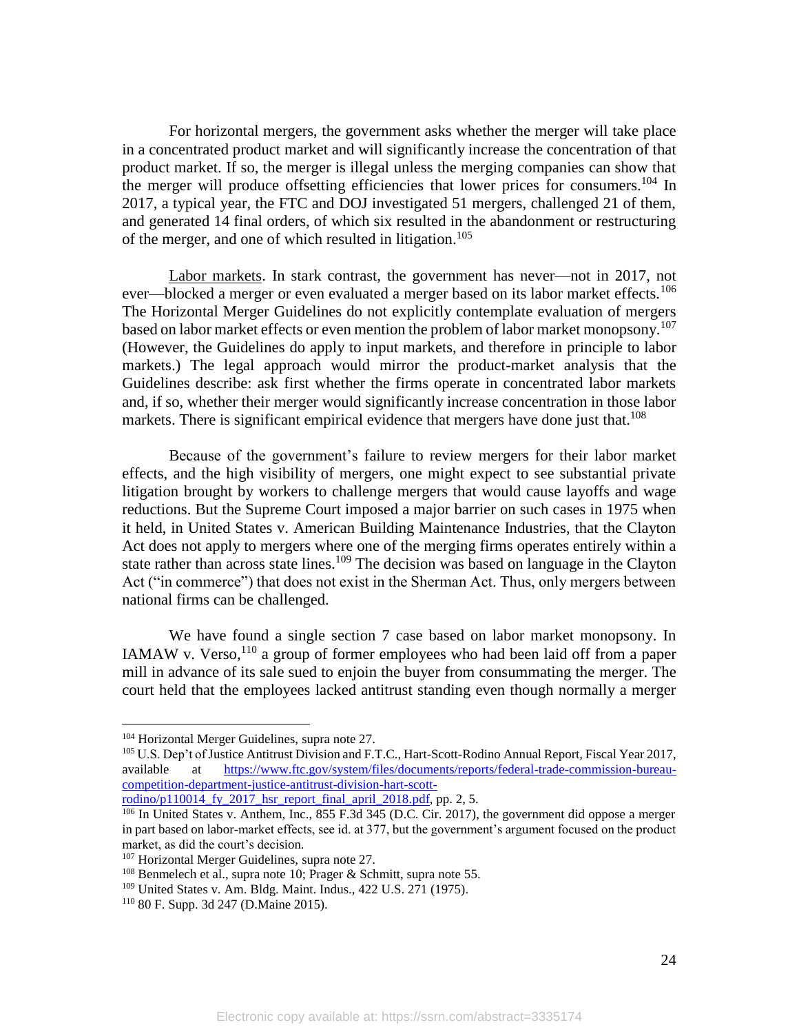For horizontal mergers, the government asks whether the merger will take place in a concentrated product market and will significantly increase the concentration of that product market. If so, the merger is illegal unless the merging companies can show that the merger will produce offsetting efficiencies that lower prices for consumers.[104] In 2017, a typical year, the FTC and DOJ investigated 51 mergers, challenged 21 of them, and generated 14 final orders, of which six resulted in the abandonment or restructuring of the merger, and one of which resulted in litigation.[105]

Labor markets. In stark contrast, the government has never—not in 2017, not ever—blocked a merger or even evaluated a merger based on its labor market effects.[106] The Horizontal Merger Guidelines do not explicitly contemplate evaluation of mergers based on labor market effects or even mention the problem of labor market monopsony.[107] (However, the Guidelines do apply to input markets, and therefore in principle to labor markets.) The legal approach would mirror the product-market analysis that the Guidelines describe: ask first whether the firms operate in concentrated labor markets and, if so, whether their merger would significantly increase concentration in those labor markets. There is significant empirical evidence that mergers have done just that.[108]

Because of the government's failure to review mergers for their labor market effects, and the high visibility of mergers, one might expect to see substantial private litigation brought by workers to challenge mergers that would cause layoffs and wage reductions. But the Supreme Court imposed a major barrier on such cases in 1975 when it held, in United States v. American Building Maintenance Industries, that the Clayton Act does not apply to mergers where one of the merging firms operates entirely within a state rather than across state lines.[109] The decision was based on language in the Clayton Act ("in commerce") that does not exist in the Sherman Act. Thus, only mergers between national firms can be challenged.

We have found a single section 7 case based on labor market monopsony. In IAMAW v. Verso,[110] a group of former employees who had been laid off from a paper mill in advance of its sale sued to enjoin the buyer from consummating the merger. The court held that the employees lacked antitrust standing even though normally a merger

---

[104] Horizontal Merger Guidelines, supra note 27.

[105] U.S. Dep't of Justice Antitrust Division and F.T.C., Hart-Scott-Rodino Annual Report, Fiscal Year 2017, available at https://www.ftc.gov/system/files/documents/reports/federal-trade-commission-bureau-competition-department-justice-antitrust-division-hart-scott-rodino/p110014_fy_2017_hsr_report_final_april_2018.pdf, pp. 2, 5.

[106] In United States v. Anthem, Inc., 855 F.3d 345 (D.C. Cir. 2017), the government did oppose a merger in part based on labor-market effects, see id. at 377, but the government's argument focused on the product market, as did the court's decision.

[107] Horizontal Merger Guidelines, supra note 27.

[108] Benmelech et al., supra note 10; Prager & Schmitt, supra note 55.

[109] United States v. Am. Bldg. Maint. Indus., 422 U.S. 271 (1975).

[110] 80 F. Supp. 3d 247 (D.Maine 2015).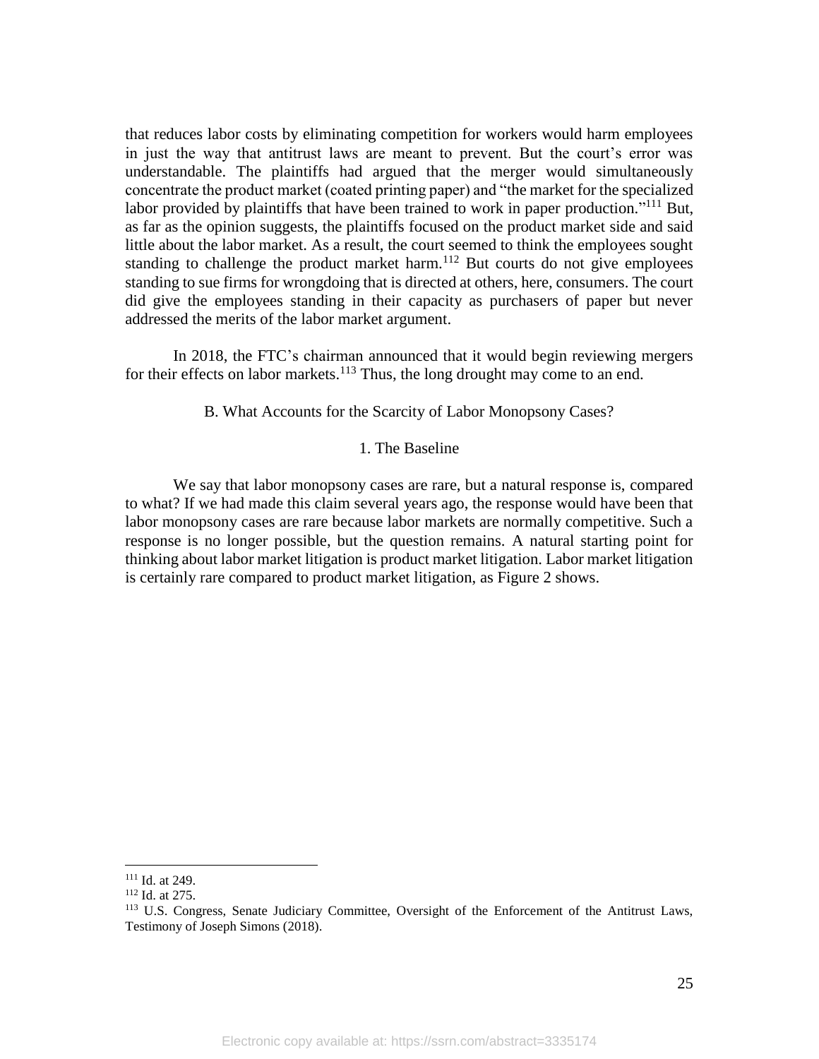that reduces labor costs by eliminating competition for workers would harm employees in just the way that antitrust laws are meant to prevent. But the court's error was understandable. The plaintiffs had argued that the merger would simultaneously concentrate the product market (coated printing paper) and "the market for the specialized labor provided by plaintiffs that have been trained to work in paper production."[111] But, as far as the opinion suggests, the plaintiffs focused on the product market side and said little about the labor market. As a result, the court seemed to think the employees sought standing to challenge the product market harm.[112] But courts do not give employees standing to sue firms for wrongdoing that is directed at others, here, consumers. The court did give the employees standing in their capacity as purchasers of paper but never addressed the merits of the labor market argument.

In 2018, the FTC's chairman announced that it would begin reviewing mergers for their effects on labor markets.[113] Thus, the long drought may come to an end.

### B. What Accounts for the Scarcity of Labor Monopsony Cases?

#### 1. The Baseline

We say that labor monopsony cases are rare, but a natural response is, compared to what? If we had made this claim several years ago, the response would have been that labor monopsony cases are rare because labor markets are normally competitive. Such a response is no longer possible, but the question remains. A natural starting point for thinking about labor market litigation is product market litigation. Labor market litigation is certainly rare compared to product market litigation, as Figure 2 shows.

---

[111] Id. at 249.

[112] Id. at 275.

[113] U.S. Congress, Senate Judiciary Committee, Oversight of the Enforcement of the Antitrust Laws, Testimony of Joseph Simons (2018).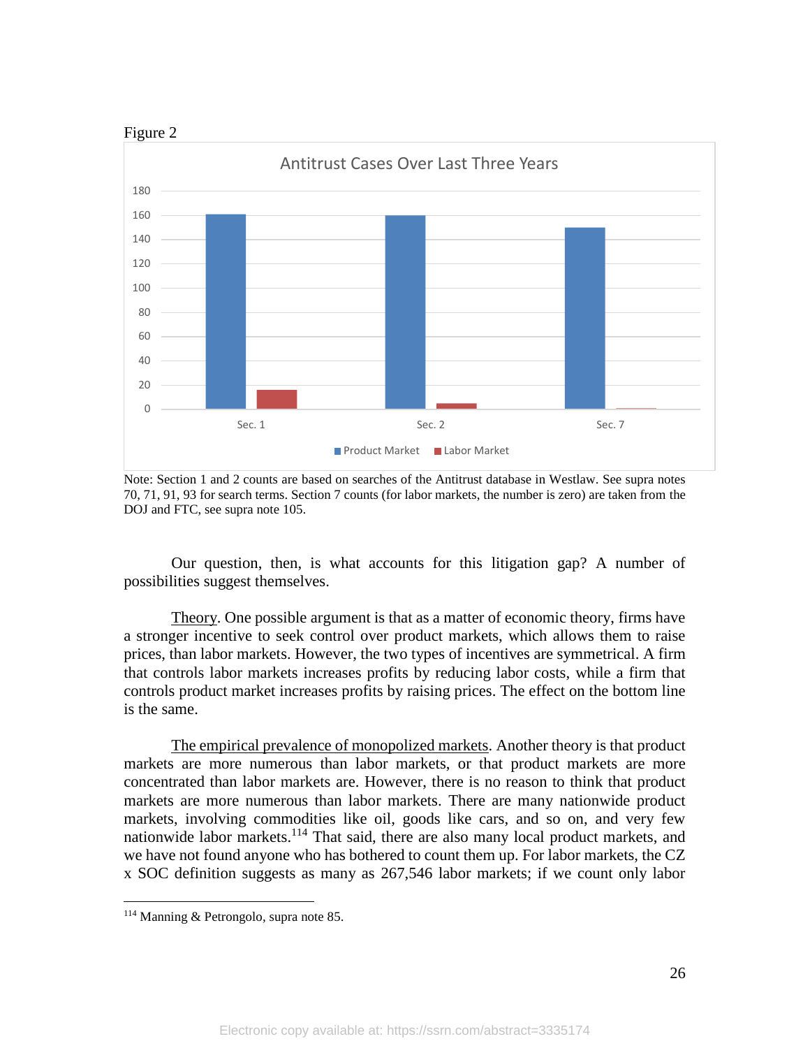Figure 2

Note: Section 1 and 2 counts are based on searches of the Antitrust database in Westlaw. See supra notes 70, 71, 91, 93 for search terms. Section 7 counts (for labor markets, the number is zero) are taken from the DOJ and FTC, see supra note 105.

Our question, then, is what accounts for this litigation gap? A number of possibilities suggest themselves.

<u>Theory</u>. One possible argument is that as a matter of economic theory, firms have a stronger incentive to seek control over product markets, which allows them to raise prices, than labor markets. However, the two types of incentives are symmetrical. A firm that controls labor markets increases profits by reducing labor costs, while a firm that controls product market increases profits by raising prices. The effect on the bottom line is the same.

<u>The empirical prevalence of monopolized markets</u>. Another theory is that product markets are more numerous than labor markets, or that product markets are more concentrated than labor markets are. However, there is no reason to think that product markets are more numerous than labor markets. There are many nationwide product markets, involving commodities like oil, goods like cars, and so on, and very few nationwide labor markets.[114] That said, there are also many local product markets, and we have not found anyone who has bothered to count them up. For labor markets, the CZ x SOC definition suggests as many as 267,546 labor markets; if we count only labor

[114] Manning & Petrongolo, supra note 85.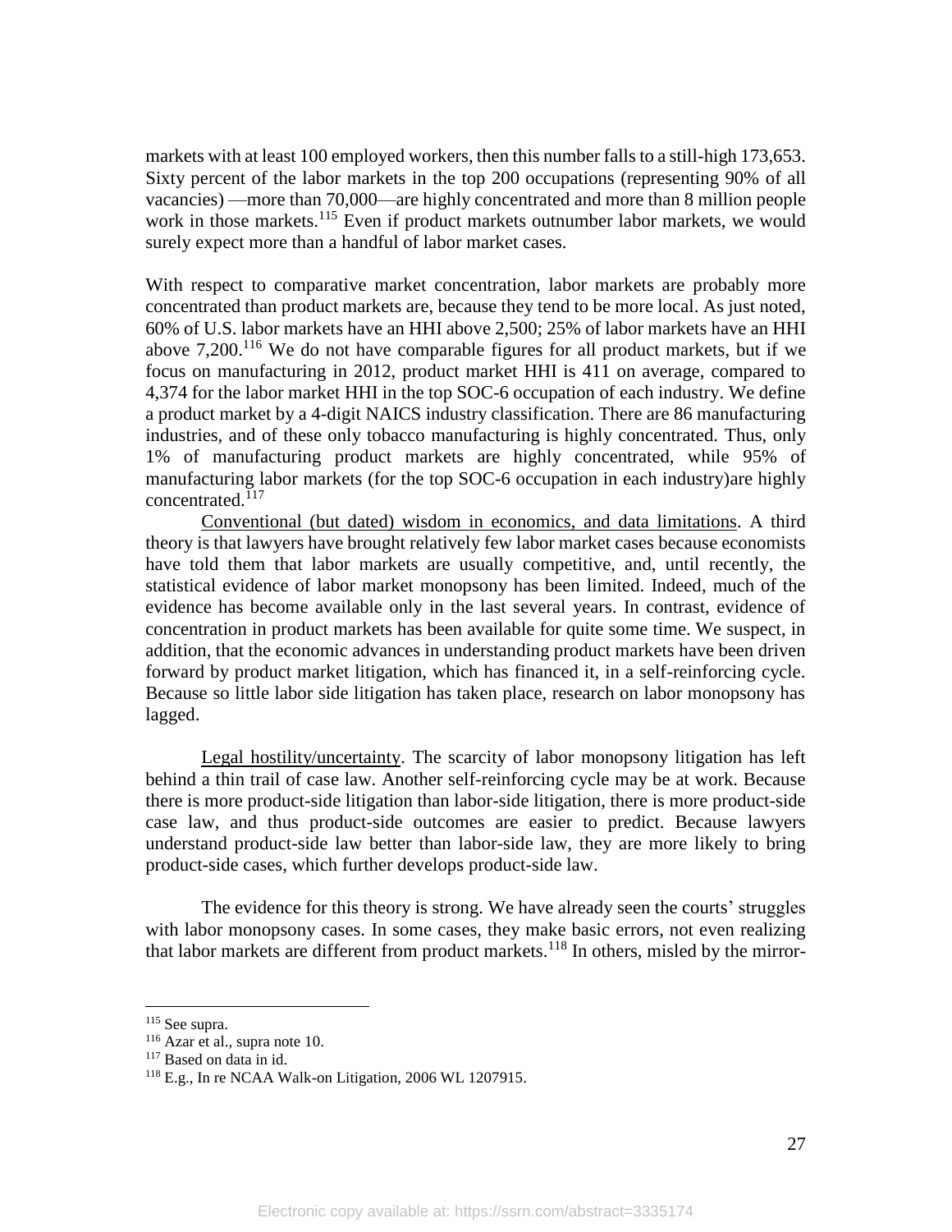markets with at least 100 employed workers, then this number falls to a still-high 173,653. Sixty percent of the labor markets in the top 200 occupations (representing 90% of all vacancies) —more than 70,000—are highly concentrated and more than 8 million people work in those markets.[115] Even if product markets outnumber labor markets, we would surely expect more than a handful of labor market cases.

With respect to comparative market concentration, labor markets are probably more concentrated than product markets are, because they tend to be more local. As just noted, 60% of U.S. labor markets have an HHI above 2,500; 25% of labor markets have an HHI above 7,200.[116] We do not have comparable figures for all product markets, but if we focus on manufacturing in 2012, product market HHI is 411 on average, compared to 4,374 for the labor market HHI in the top SOC-6 occupation of each industry. We define a product market by a 4-digit NAICS industry classification. There are 86 manufacturing industries, and of these only tobacco manufacturing is highly concentrated. Thus, only 1% of manufacturing product markets are highly concentrated, while 95% of manufacturing labor markets (for the top SOC-6 occupation in each industry)are highly concentrated.[117]

Conventional (but dated) wisdom in economics, and data limitations. A third theory is that lawyers have brought relatively few labor market cases because economists have told them that labor markets are usually competitive, and, until recently, the statistical evidence of labor market monopsony has been limited. Indeed, much of the evidence has become available only in the last several years. In contrast, evidence of concentration in product markets has been available for quite some time. We suspect, in addition, that the economic advances in understanding product markets have been driven forward by product market litigation, which has financed it, in a self-reinforcing cycle. Because so little labor side litigation has taken place, research on labor monopsony has lagged.

Legal hostility/uncertainty. The scarcity of labor monopsony litigation has left behind a thin trail of case law. Another self-reinforcing cycle may be at work. Because there is more product-side litigation than labor-side litigation, there is more product-side case law, and thus product-side outcomes are easier to predict. Because lawyers understand product-side law better than labor-side law, they are more likely to bring product-side cases, which further develops product-side law.

The evidence for this theory is strong. We have already seen the courts' struggles with labor monopsony cases. In some cases, they make basic errors, not even realizing that labor markets are different from product markets.[118] In others, misled by the mirror-

[115] See supra.

[116] Azar et al., supra note 10.

[117] Based on data in id.

[118] E.g., In re NCAA Walk-on Litigation, 2006 WL 1207915.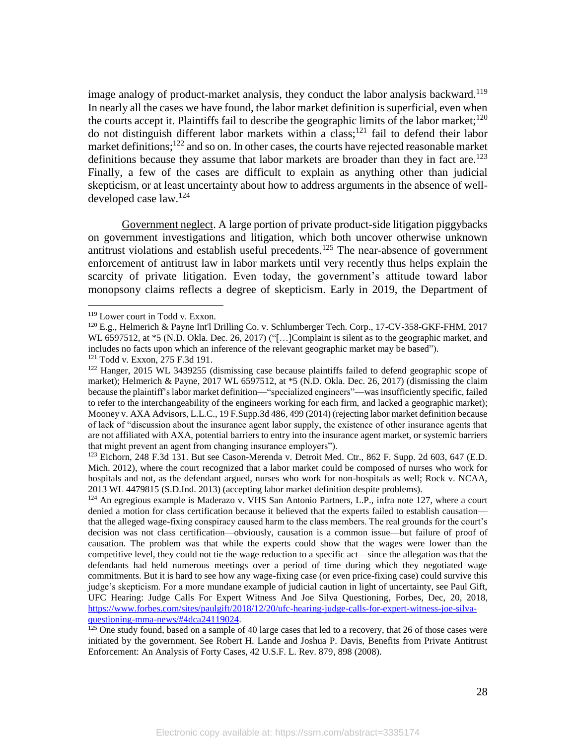image analogy of product-market analysis, they conduct the labor analysis backward.[119] In nearly all the cases we have found, the labor market definition is superficial, even when the courts accept it. Plaintiffs fail to describe the geographic limits of the labor market;[120] do not distinguish different labor markets within a class;[121] fail to defend their labor market definitions;[122] and so on. In other cases, the courts have rejected reasonable market definitions because they assume that labor markets are broader than they in fact are.[123] Finally, a few of the cases are difficult to explain as anything other than judicial skepticism, or at least uncertainty about how to address arguments in the absence of well-developed case law.[124]

<u>Government neglect</u>. A large portion of private product-side litigation piggybacks on government investigations and litigation, which both uncover otherwise unknown antitrust violations and establish useful precedents.[125] The near-absence of government enforcement of antitrust law in labor markets until very recently thus helps explain the scarcity of private litigation. Even today, the government's attitude toward labor monopsony claims reflects a degree of skepticism. Early in 2019, the Department of

---

[119] Lower court in Todd v. Exxon.

[120] E.g., Helmerich & Payne Int'l Drilling Co. v. Schlumberger Tech. Corp., 17-CV-358-GKF-FHM, 2017 WL 6597512, at *5 (N.D. Okla. Dec. 26, 2017) ("[…]Complaint is silent as to the geographic market, and includes no facts upon which an inference of the relevant geographic market may be based").

[121] Todd v. Exxon, 275 F.3d 191.

[122] Hanger, 2015 WL 3439255 (dismissing case because plaintiffs failed to defend geographic scope of market); Helmerich & Payne, 2017 WL 6597512, at *5 (N.D. Okla. Dec. 26, 2017) (dismissing the claim because the plaintiff's labor market definition—"specialized engineers"—was insufficiently specific, failed to refer to the interchangeability of the engineers working for each firm, and lacked a geographic market); Mooney v. AXA Advisors, L.L.C., 19 F.Supp.3d 486, 499 (2014) (rejecting labor market definition because of lack of "discussion about the insurance agent labor supply, the existence of other insurance agents that are not affiliated with AXA, potential barriers to entry into the insurance agent market, or systemic barriers that might prevent an agent from changing insurance employers").

[123] Eichorn, 248 F.3d 131. But see Cason-Merenda v. Detroit Med. Ctr., 862 F. Supp. 2d 603, 647 (E.D. Mich. 2012), where the court recognized that a labor market could be composed of nurses who work for hospitals and not, as the defendant argued, nurses who work for non-hospitals as well; Rock v. NCAA, 2013 WL 4479815 (S.D.Ind. 2013) (accepting labor market definition despite problems).

[124] An egregious example is Maderazo v. VHS San Antonio Partners, L.P., infra note 127, where a court denied a motion for class certification because it believed that the experts failed to establish causation—that the alleged wage-fixing conspiracy caused harm to the class members. The real grounds for the court's decision was not class certification—obviously, causation is a common issue—but failure of proof of causation. The problem was that while the experts could show that the wages were lower than the competitive level, they could not tie the wage reduction to a specific act—since the allegation was that the defendants had held numerous meetings over a period of time during which they negotiated wage commitments. But it is hard to see how any wage-fixing case (or even price-fixing case) could survive this judge's skepticism. For a more mundane example of judicial caution in light of uncertainty, see Paul Gift, UFC Hearing: Judge Calls For Expert Witness And Joe Silva Questioning, Forbes, Dec, 20, 2018, https://www.forbes.com/sites/paulgift/2018/12/20/ufc-hearing-judge-calls-for-expert-witness-joe-silva-questioning-mma-news/#4dca24119024.

[125] One study found, based on a sample of 40 large cases that led to a recovery, that 26 of those cases were initiated by the government. See Robert H. Lande and Joshua P. Davis, Benefits from Private Antitrust Enforcement: An Analysis of Forty Cases, 42 U.S.F. L. Rev. 879, 898 (2008).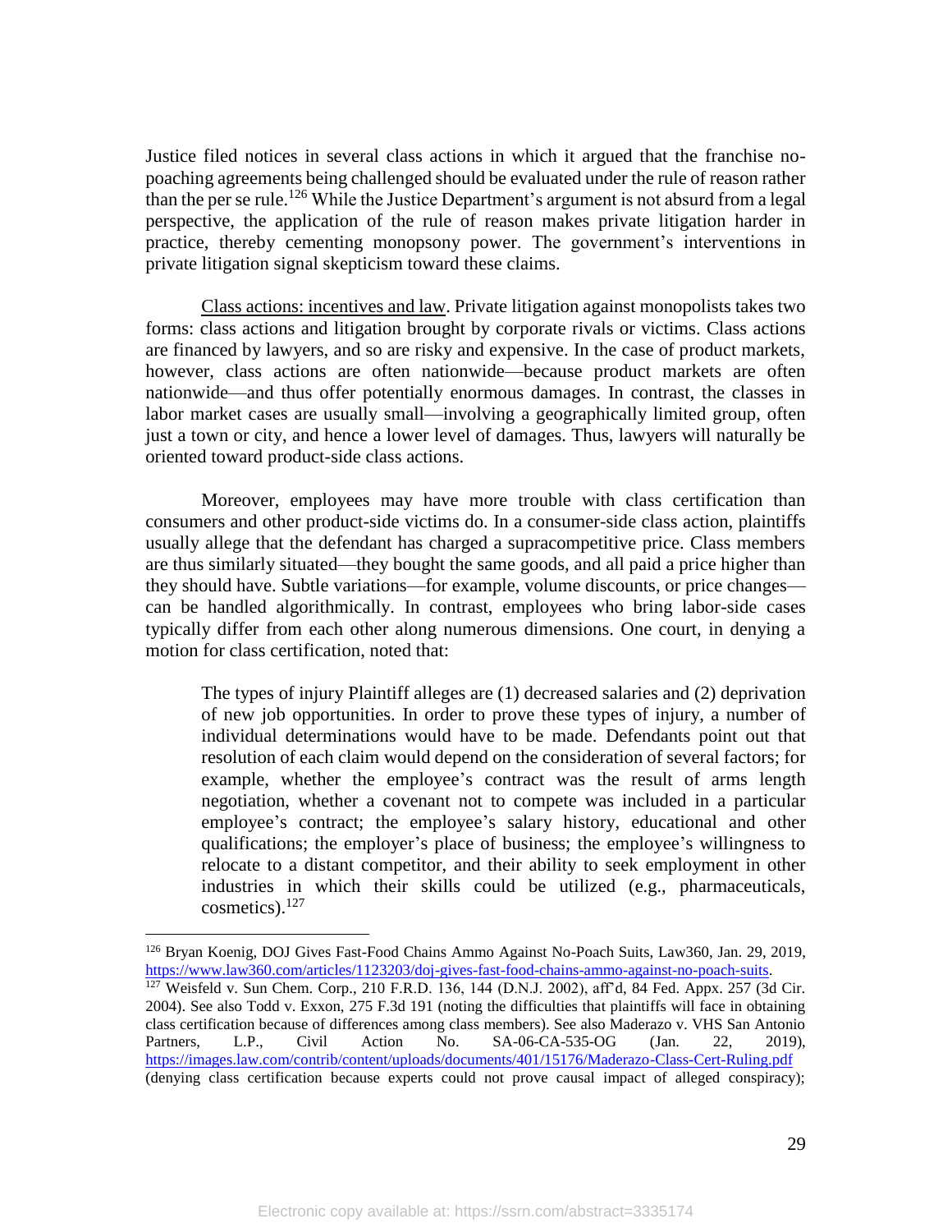Justice filed notices in several class actions in which it argued that the franchise no-poaching agreements being challenged should be evaluated under the rule of reason rather than the per se rule.[126] While the Justice Department's argument is not absurd from a legal perspective, the application of the rule of reason makes private litigation harder in practice, thereby cementing monopsony power. The government's interventions in private litigation signal skepticism toward these claims.

Class actions: incentives and law. Private litigation against monopolists takes two forms: class actions and litigation brought by corporate rivals or victims. Class actions are financed by lawyers, and so are risky and expensive. In the case of product markets, however, class actions are often nationwide—because product markets are often nationwide—and thus offer potentially enormous damages. In contrast, the classes in labor market cases are usually small—involving a geographically limited group, often just a town or city, and hence a lower level of damages. Thus, lawyers will naturally be oriented toward product-side class actions.

Moreover, employees may have more trouble with class certification than consumers and other product-side victims do. In a consumer-side class action, plaintiffs usually allege that the defendant has charged a supracompetitive price. Class members are thus similarly situated—they bought the same goods, and all paid a price higher than they should have. Subtle variations—for example, volume discounts, or price changes—can be handled algorithmically. In contrast, employees who bring labor-side cases typically differ from each other along numerous dimensions. One court, in denying a motion for class certification, noted that:

> The types of injury Plaintiff alleges are (1) decreased salaries and (2) deprivation of new job opportunities. In order to prove these types of injury, a number of individual determinations would have to be made. Defendants point out that resolution of each claim would depend on the consideration of several factors; for example, whether the employee's contract was the result of arms length negotiation, whether a covenant not to compete was included in a particular employee's contract; the employee's salary history, educational and other qualifications; the employer's place of business; the employee's willingness to relocate to a distant competitor, and their ability to seek employment in other industries in which their skills could be utilized (e.g., pharmaceuticals, cosmetics).[127]

---

[126] Bryan Koenig, DOJ Gives Fast-Food Chains Ammo Against No-Poach Suits, Law360, Jan. 29, 2019, https://www.law360.com/articles/1123203/doj-gives-fast-food-chains-ammo-against-no-poach-suits.

[127] Weisfeld v. Sun Chem. Corp., 210 F.R.D. 136, 144 (D.N.J. 2002), aff'd, 84 Fed. Appx. 257 (3d Cir. 2004). See also Todd v. Exxon, 275 F.3d 191 (noting the difficulties that plaintiffs will face in obtaining class certification because of differences among class members). See also Maderazo v. VHS San Antonio Partners, L.P., Civil Action No. SA-06-CA-535-OG (Jan. 22, 2019), https://images.law.com/contrib/content/uploads/documents/401/15176/Maderazo-Class-Cert-Ruling.pdf (denying class certification because experts could not prove causal impact of alleged conspiracy);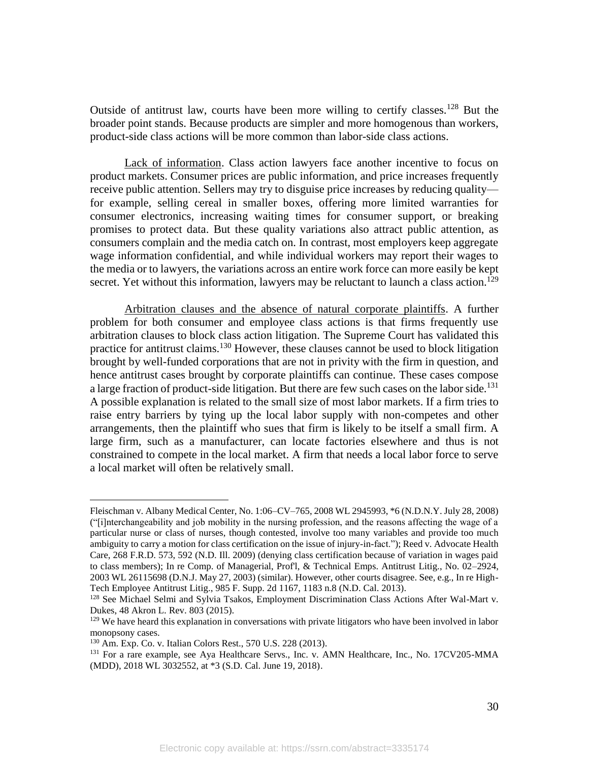Outside of antitrust law, courts have been more willing to certify classes.[128] But the broader point stands. Because products are simpler and more homogenous than workers, product-side class actions will be more common than labor-side class actions.

Lack of information. Class action lawyers face another incentive to focus on product markets. Consumer prices are public information, and price increases frequently receive public attention. Sellers may try to disguise price increases by reducing quality—for example, selling cereal in smaller boxes, offering more limited warranties for consumer electronics, increasing waiting times for consumer support, or breaking promises to protect data. But these quality variations also attract public attention, as consumers complain and the media catch on. In contrast, most employers keep aggregate wage information confidential, and while individual workers may report their wages to the media or to lawyers, the variations across an entire work force can more easily be kept secret. Yet without this information, lawyers may be reluctant to launch a class action.[129]

Arbitration clauses and the absence of natural corporate plaintiffs. A further problem for both consumer and employee class actions is that firms frequently use arbitration clauses to block class action litigation. The Supreme Court has validated this practice for antitrust claims.[130] However, these clauses cannot be used to block litigation brought by well-funded corporations that are not in privity with the firm in question, and hence antitrust cases brought by corporate plaintiffs can continue. These cases compose a large fraction of product-side litigation. But there are few such cases on the labor side.[131] A possible explanation is related to the small size of most labor markets. If a firm tries to raise entry barriers by tying up the local labor supply with non-competes and other arrangements, then the plaintiff who sues that firm is likely to be itself a small firm. A large firm, such as a manufacturer, can locate factories elsewhere and thus is not constrained to compete in the local market. A firm that needs a local labor force to serve a local market will often be relatively small.

---

Fleischman v. Albany Medical Center, No. 1:06–CV–765, 2008 WL 2945993, *6 (N.D.N.Y. July 28, 2008) ("[i]nterchangeability and job mobility in the nursing profession, and the reasons affecting the wage of a particular nurse or class of nurses, though contested, involve too many variables and provide too much ambiguity to carry a motion for class certification on the issue of injury-in-fact."); Reed v. Advocate Health Care, 268 F.R.D. 573, 592 (N.D. Ill. 2009) (denying class certification because of variation in wages paid to class members); In re Comp. of Managerial, Prof'l, & Technical Emps. Antitrust Litig., No. 02–2924, 2003 WL 26115698 (D.N.J. May 27, 2003) (similar). However, other courts disagree. See, e.g., In re High-Tech Employee Antitrust Litig., 985 F. Supp. 2d 1167, 1183 n.8 (N.D. Cal. 2013).

[128] See Michael Selmi and Sylvia Tsakos, Employment Discrimination Class Actions After Wal-Mart v. Dukes, 48 Akron L. Rev. 803 (2015).

[129] We have heard this explanation in conversations with private litigators who have been involved in labor monopsony cases.

[130] Am. Exp. Co. v. Italian Colors Rest., 570 U.S. 228 (2013).

[131] For a rare example, see Aya Healthcare Servs., Inc. v. AMN Healthcare, Inc., No. 17CV205-MMA (MDD), 2018 WL 3032552, at *3 (S.D. Cal. June 19, 2018).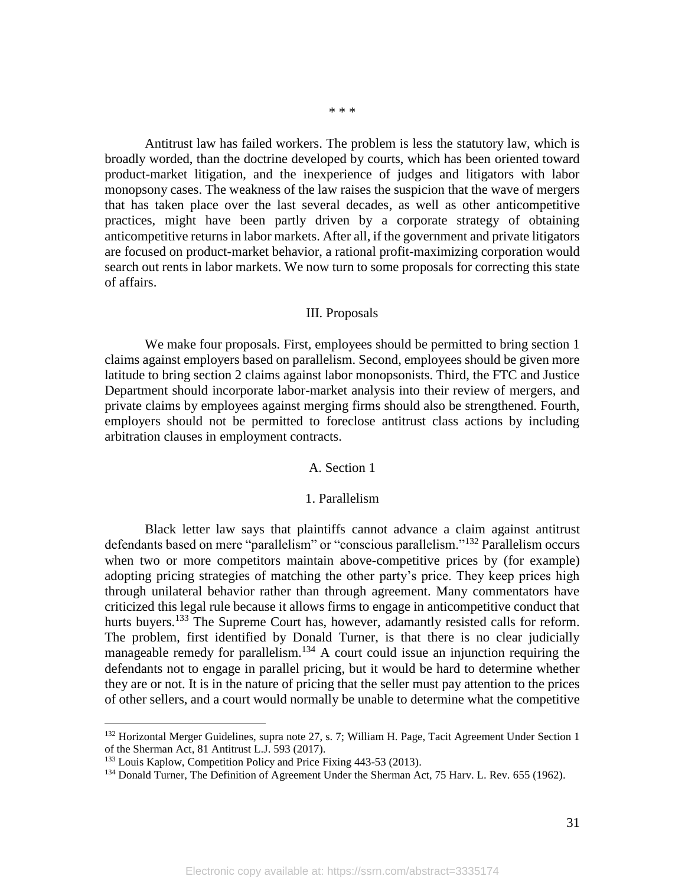\* \* \*

Antitrust law has failed workers. The problem is less the statutory law, which is broadly worded, than the doctrine developed by courts, which has been oriented toward product-market litigation, and the inexperience of judges and litigators with labor monopsony cases. The weakness of the law raises the suspicion that the wave of mergers that has taken place over the last several decades, as well as other anticompetitive practices, might have been partly driven by a corporate strategy of obtaining anticompetitive returns in labor markets. After all, if the government and private litigators are focused on product-market behavior, a rational profit-maximizing corporation would search out rents in labor markets. We now turn to some proposals for correcting this state of affairs.

## III. Proposals

We make four proposals. First, employees should be permitted to bring section 1 claims against employers based on parallelism. Second, employees should be given more latitude to bring section 2 claims against labor monopsonists. Third, the FTC and Justice Department should incorporate labor-market analysis into their review of mergers, and private claims by employees against merging firms should also be strengthened. Fourth, employers should not be permitted to foreclose antitrust class actions by including arbitration clauses in employment contracts.

### A. Section 1

#### 1. Parallelism

Black letter law says that plaintiffs cannot advance a claim against antitrust defendants based on mere "parallelism" or "conscious parallelism."[132] Parallelism occurs when two or more competitors maintain above-competitive prices by (for example) adopting pricing strategies of matching the other party's price. They keep prices high through unilateral behavior rather than through agreement. Many commentators have criticized this legal rule because it allows firms to engage in anticompetitive conduct that hurts buyers.[133] The Supreme Court has, however, adamantly resisted calls for reform. The problem, first identified by Donald Turner, is that there is no clear judicially manageable remedy for parallelism.[134] A court could issue an injunction requiring the defendants not to engage in parallel pricing, but it would be hard to determine whether they are or not. It is in the nature of pricing that the seller must pay attention to the prices of other sellers, and a court would normally be unable to determine what the competitive

---

[132] Horizontal Merger Guidelines, supra note 27, s. 7; William H. Page, Tacit Agreement Under Section 1 of the Sherman Act, 81 Antitrust L.J. 593 (2017).

[133] Louis Kaplow, Competition Policy and Price Fixing 443-53 (2013).

[134] Donald Turner, The Definition of Agreement Under the Sherman Act, 75 Harv. L. Rev. 655 (1962).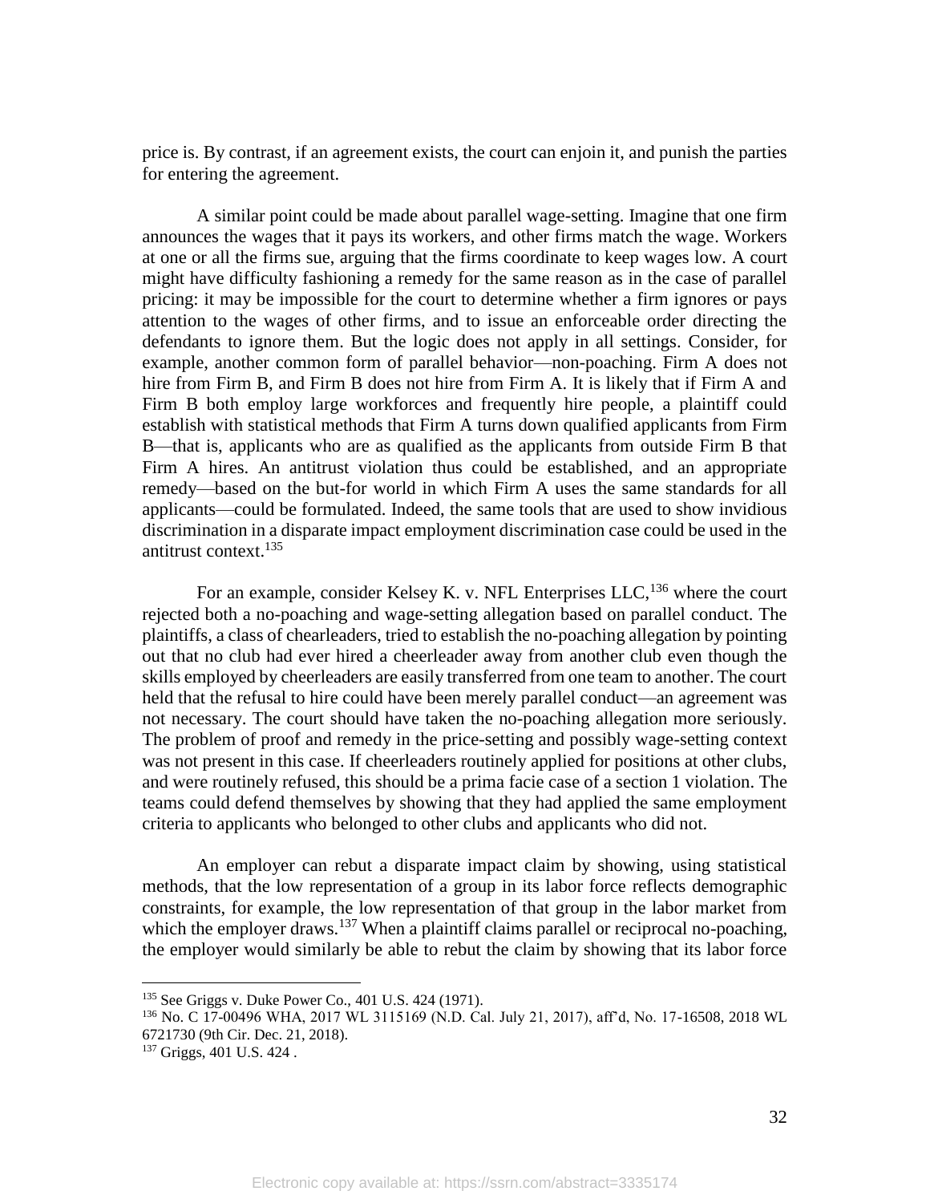price is. By contrast, if an agreement exists, the court can enjoin it, and punish the parties for entering the agreement.

A similar point could be made about parallel wage-setting. Imagine that one firm announces the wages that it pays its workers, and other firms match the wage. Workers at one or all the firms sue, arguing that the firms coordinate to keep wages low. A court might have difficulty fashioning a remedy for the same reason as in the case of parallel pricing: it may be impossible for the court to determine whether a firm ignores or pays attention to the wages of other firms, and to issue an enforceable order directing the defendants to ignore them. But the logic does not apply in all settings. Consider, for example, another common form of parallel behavior—non-poaching. Firm A does not hire from Firm B, and Firm B does not hire from Firm A. It is likely that if Firm A and Firm B both employ large workforces and frequently hire people, a plaintiff could establish with statistical methods that Firm A turns down qualified applicants from Firm B—that is, applicants who are as qualified as the applicants from outside Firm B that Firm A hires. An antitrust violation thus could be established, and an appropriate remedy—based on the but-for world in which Firm A uses the same standards for all applicants—could be formulated. Indeed, the same tools that are used to show invidious discrimination in a disparate impact employment discrimination case could be used in the antitrust context.[135]

For an example, consider Kelsey K. v. NFL Enterprises LLC,[136] where the court rejected both a no-poaching and wage-setting allegation based on parallel conduct. The plaintiffs, a class of chearleaders, tried to establish the no-poaching allegation by pointing out that no club had ever hired a cheerleader away from another club even though the skills employed by cheerleaders are easily transferred from one team to another. The court held that the refusal to hire could have been merely parallel conduct—an agreement was not necessary. The court should have taken the no-poaching allegation more seriously. The problem of proof and remedy in the price-setting and possibly wage-setting context was not present in this case. If cheerleaders routinely applied for positions at other clubs, and were routinely refused, this should be a prima facie case of a section 1 violation. The teams could defend themselves by showing that they had applied the same employment criteria to applicants who belonged to other clubs and applicants who did not.

An employer can rebut a disparate impact claim by showing, using statistical methods, that the low representation of a group in its labor force reflects demographic constraints, for example, the low representation of that group in the labor market from which the employer draws.[137] When a plaintiff claims parallel or reciprocal no-poaching, the employer would similarly be able to rebut the claim by showing that its labor force

---

[135] See Griggs v. Duke Power Co., 401 U.S. 424 (1971).

[136] No. C 17-00496 WHA, 2017 WL 3115169 (N.D. Cal. July 21, 2017), aff'd, No. 17-16508, 2018 WL 6721730 (9th Cir. Dec. 21, 2018).

[137] Griggs, 401 U.S. 424 .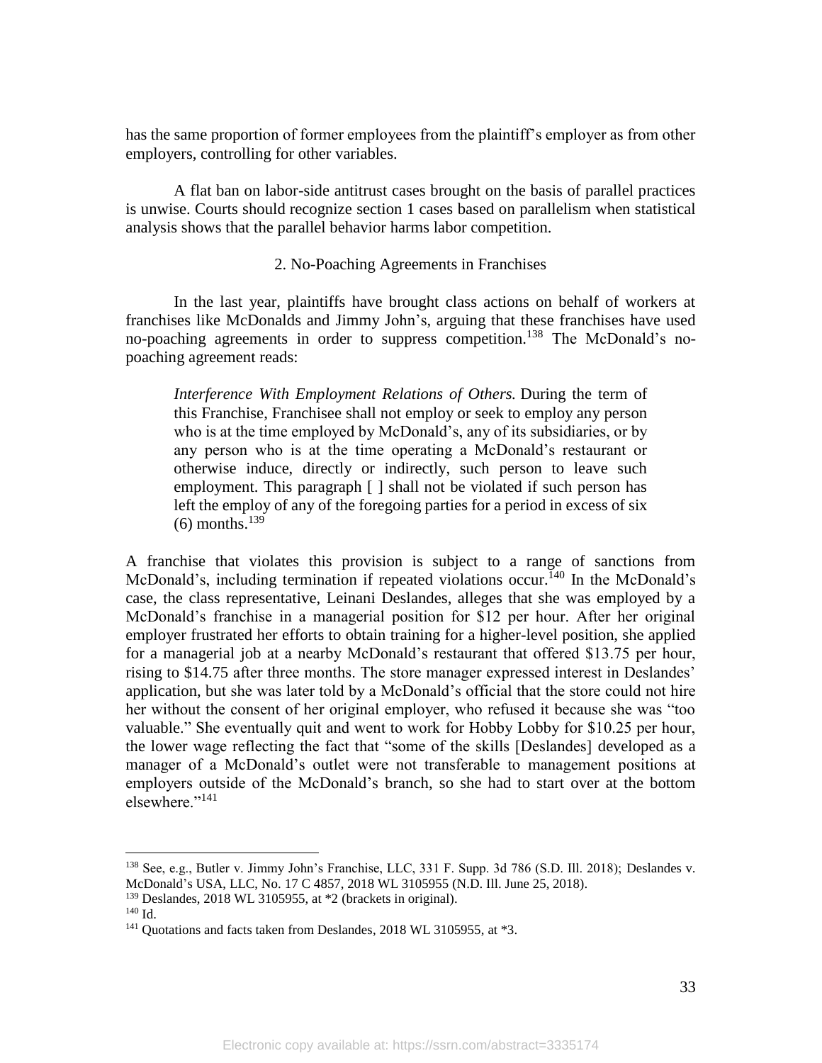has the same proportion of former employees from the plaintiff's employer as from other employers, controlling for other variables.

A flat ban on labor-side antitrust cases brought on the basis of parallel practices is unwise. Courts should recognize section 1 cases based on parallelism when statistical analysis shows that the parallel behavior harms labor competition.

### 2. No-Poaching Agreements in Franchises

In the last year, plaintiffs have brought class actions on behalf of workers at franchises like McDonalds and Jimmy John's, arguing that these franchises have used no-poaching agreements in order to suppress competition.[138] The McDonald's no-poaching agreement reads:

> *Interference With Employment Relations of Others.* During the term of this Franchise, Franchisee shall not employ or seek to employ any person who is at the time employed by McDonald's, any of its subsidiaries, or by any person who is at the time operating a McDonald's restaurant or otherwise induce, directly or indirectly, such person to leave such employment. This paragraph [ ] shall not be violated if such person has left the employ of any of the foregoing parties for a period in excess of six (6) months.[139]

A franchise that violates this provision is subject to a range of sanctions from McDonald's, including termination if repeated violations occur.[140] In the McDonald's case, the class representative, Leinani Deslandes, alleges that she was employed by a McDonald's franchise in a managerial position for $12 per hour. After her original employer frustrated her efforts to obtain training for a higher-level position, she applied for a managerial job at a nearby McDonald's restaurant that offered $13.75 per hour, rising to $14.75 after three months. The store manager expressed interest in Deslandes' application, but she was later told by a McDonald's official that the store could not hire her without the consent of her original employer, who refused it because she was "too valuable." She eventually quit and went to work for Hobby Lobby for $10.25 per hour, the lower wage reflecting the fact that "some of the skills [Deslandes] developed as a manager of a McDonald's outlet were not transferable to management positions at employers outside of the McDonald's branch, so she had to start over at the bottom elsewhere."[141]

---

[138] See, e.g., Butler v. Jimmy John's Franchise, LLC, 331 F. Supp. 3d 786 (S.D. Ill. 2018); Deslandes v. McDonald's USA, LLC, No. 17 C 4857, 2018 WL 3105955 (N.D. Ill. June 25, 2018).

[139] Deslandes, 2018 WL 3105955, at *2 (brackets in original).

[140] Id.

[141] Quotations and facts taken from Deslandes, 2018 WL 3105955, at *3.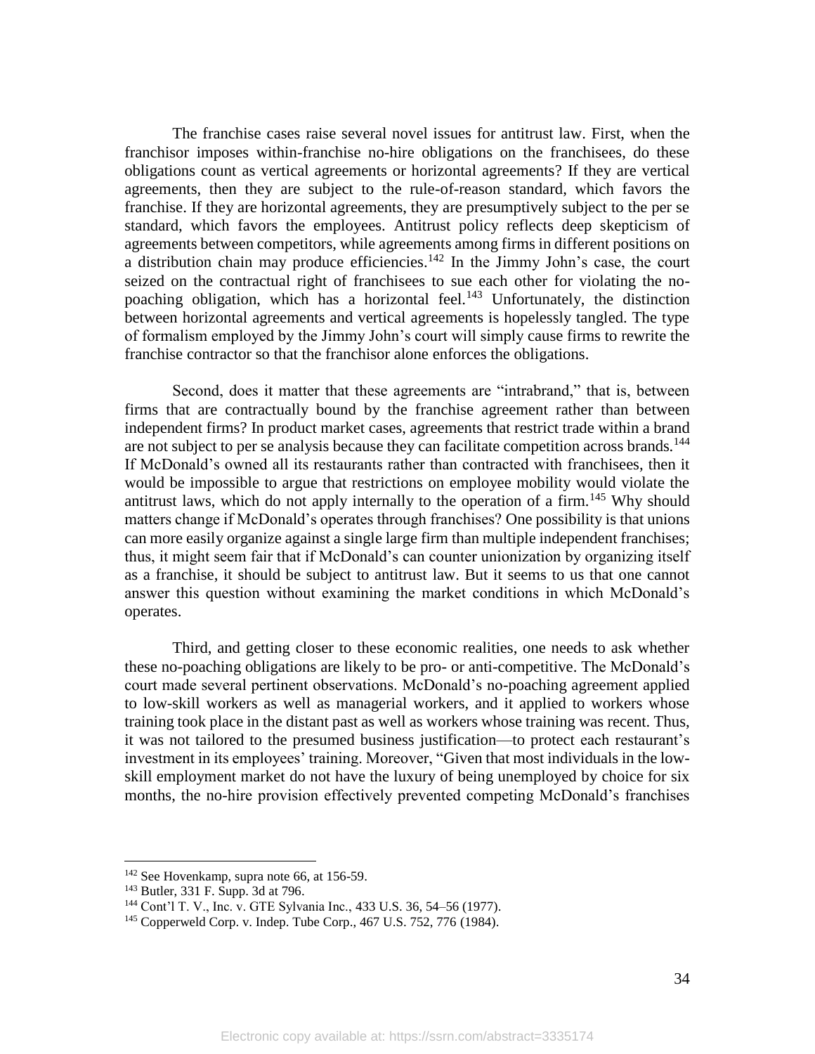The franchise cases raise several novel issues for antitrust law. First, when the franchisor imposes within-franchise no-hire obligations on the franchisees, do these obligations count as vertical agreements or horizontal agreements? If they are vertical agreements, then they are subject to the rule-of-reason standard, which favors the franchise. If they are horizontal agreements, they are presumptively subject to the per se standard, which favors the employees. Antitrust policy reflects deep skepticism of agreements between competitors, while agreements among firms in different positions on a distribution chain may produce efficiencies.[142] In the Jimmy John's case, the court seized on the contractual right of franchisees to sue each other for violating the no-poaching obligation, which has a horizontal feel.[143] Unfortunately, the distinction between horizontal agreements and vertical agreements is hopelessly tangled. The type of formalism employed by the Jimmy John's court will simply cause firms to rewrite the franchise contractor so that the franchisor alone enforces the obligations.

Second, does it matter that these agreements are "intrabrand," that is, between firms that are contractually bound by the franchise agreement rather than between independent firms? In product market cases, agreements that restrict trade within a brand are not subject to per se analysis because they can facilitate competition across brands.[144] If McDonald's owned all its restaurants rather than contracted with franchisees, then it would be impossible to argue that restrictions on employee mobility would violate the antitrust laws, which do not apply internally to the operation of a firm.[145] Why should matters change if McDonald's operates through franchises? One possibility is that unions can more easily organize against a single large firm than multiple independent franchises; thus, it might seem fair that if McDonald's can counter unionization by organizing itself as a franchise, it should be subject to antitrust law. But it seems to us that one cannot answer this question without examining the market conditions in which McDonald's operates.

Third, and getting closer to these economic realities, one needs to ask whether these no-poaching obligations are likely to be pro- or anti-competitive. The McDonald's court made several pertinent observations. McDonald's no-poaching agreement applied to low-skill workers as well as managerial workers, and it applied to workers whose training took place in the distant past as well as workers whose training was recent. Thus, it was not tailored to the presumed business justification—to protect each restaurant's investment in its employees' training. Moreover, "Given that most individuals in the low-skill employment market do not have the luxury of being unemployed by choice for six months, the no-hire provision effectively prevented competing McDonald's franchises

---

[142] See Hovenkamp, supra note 66, at 156-59.

[143] Butler, 331 F. Supp. 3d at 796.

[144] Cont'l T. V., Inc. v. GTE Sylvania Inc., 433 U.S. 36, 54–56 (1977).

[145] Copperweld Corp. v. Indep. Tube Corp., 467 U.S. 752, 776 (1984).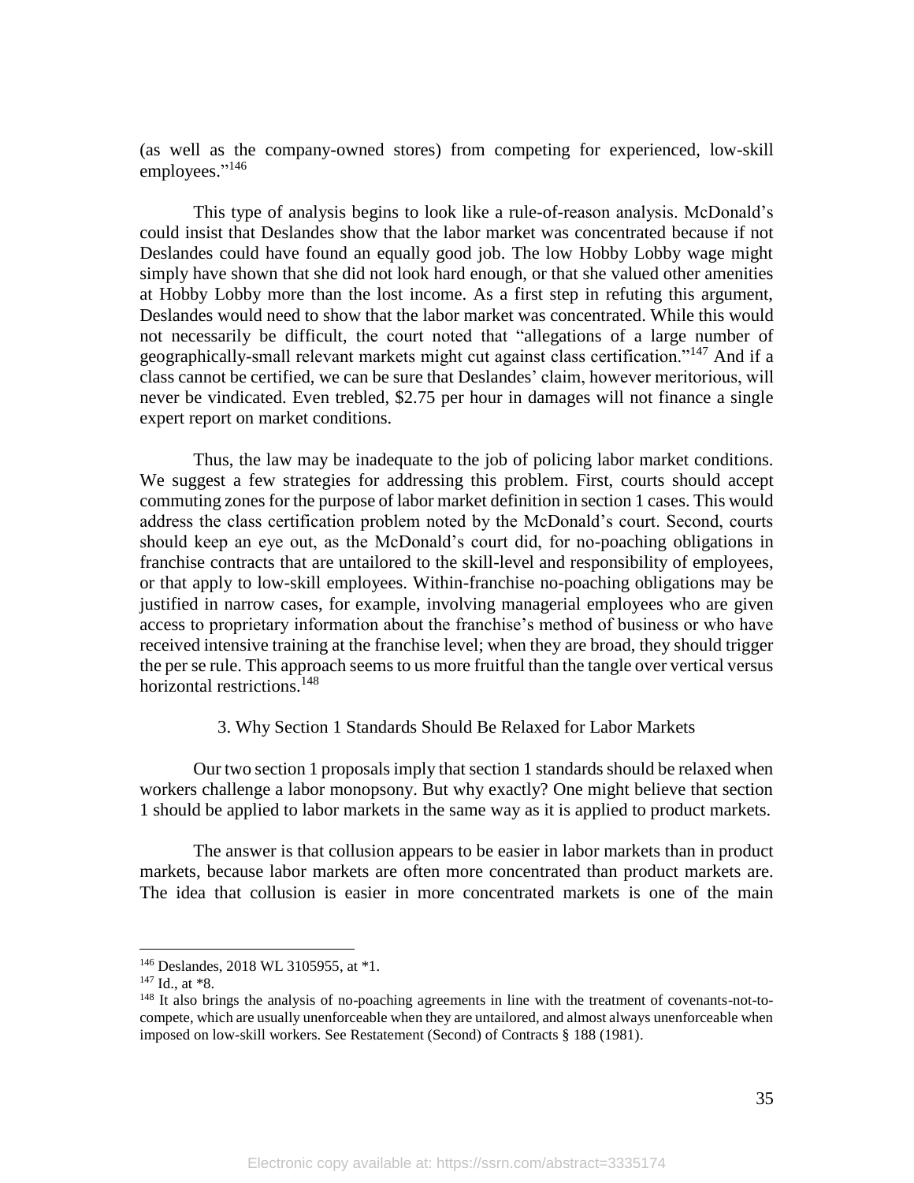(as well as the company-owned stores) from competing for experienced, low-skill employees."[146]

This type of analysis begins to look like a rule-of-reason analysis. McDonald's could insist that Deslandes show that the labor market was concentrated because if not Deslandes could have found an equally good job. The low Hobby Lobby wage might simply have shown that she did not look hard enough, or that she valued other amenities at Hobby Lobby more than the lost income. As a first step in refuting this argument, Deslandes would need to show that the labor market was concentrated. While this would not necessarily be difficult, the court noted that "allegations of a large number of geographically-small relevant markets might cut against class certification."[147] And if a class cannot be certified, we can be sure that Deslandes' claim, however meritorious, will never be vindicated. Even trebled, $2.75 per hour in damages will not finance a single expert report on market conditions.

Thus, the law may be inadequate to the job of policing labor market conditions. We suggest a few strategies for addressing this problem. First, courts should accept commuting zones for the purpose of labor market definition in section 1 cases. This would address the class certification problem noted by the McDonald's court. Second, courts should keep an eye out, as the McDonald's court did, for no-poaching obligations in franchise contracts that are untailored to the skill-level and responsibility of employees, or that apply to low-skill employees. Within-franchise no-poaching obligations may be justified in narrow cases, for example, involving managerial employees who are given access to proprietary information about the franchise's method of business or who have received intensive training at the franchise level; when they are broad, they should trigger the per se rule. This approach seems to us more fruitful than the tangle over vertical versus horizontal restrictions.[148]

### 3. Why Section 1 Standards Should Be Relaxed for Labor Markets

Our two section 1 proposals imply that section 1 standards should be relaxed when workers challenge a labor monopsony. But why exactly? One might believe that section 1 should be applied to labor markets in the same way as it is applied to product markets.

The answer is that collusion appears to be easier in labor markets than in product markets, because labor markets are often more concentrated than product markets are. The idea that collusion is easier in more concentrated markets is one of the main

---

[146] Deslandes, 2018 WL 3105955, at *1.

[147] Id., at *8.

[148] It also brings the analysis of no-poaching agreements in line with the treatment of covenants-not-to-compete, which are usually unenforceable when they are untailored, and almost always unenforceable when imposed on low-skill workers. See Restatement (Second) of Contracts § 188 (1981).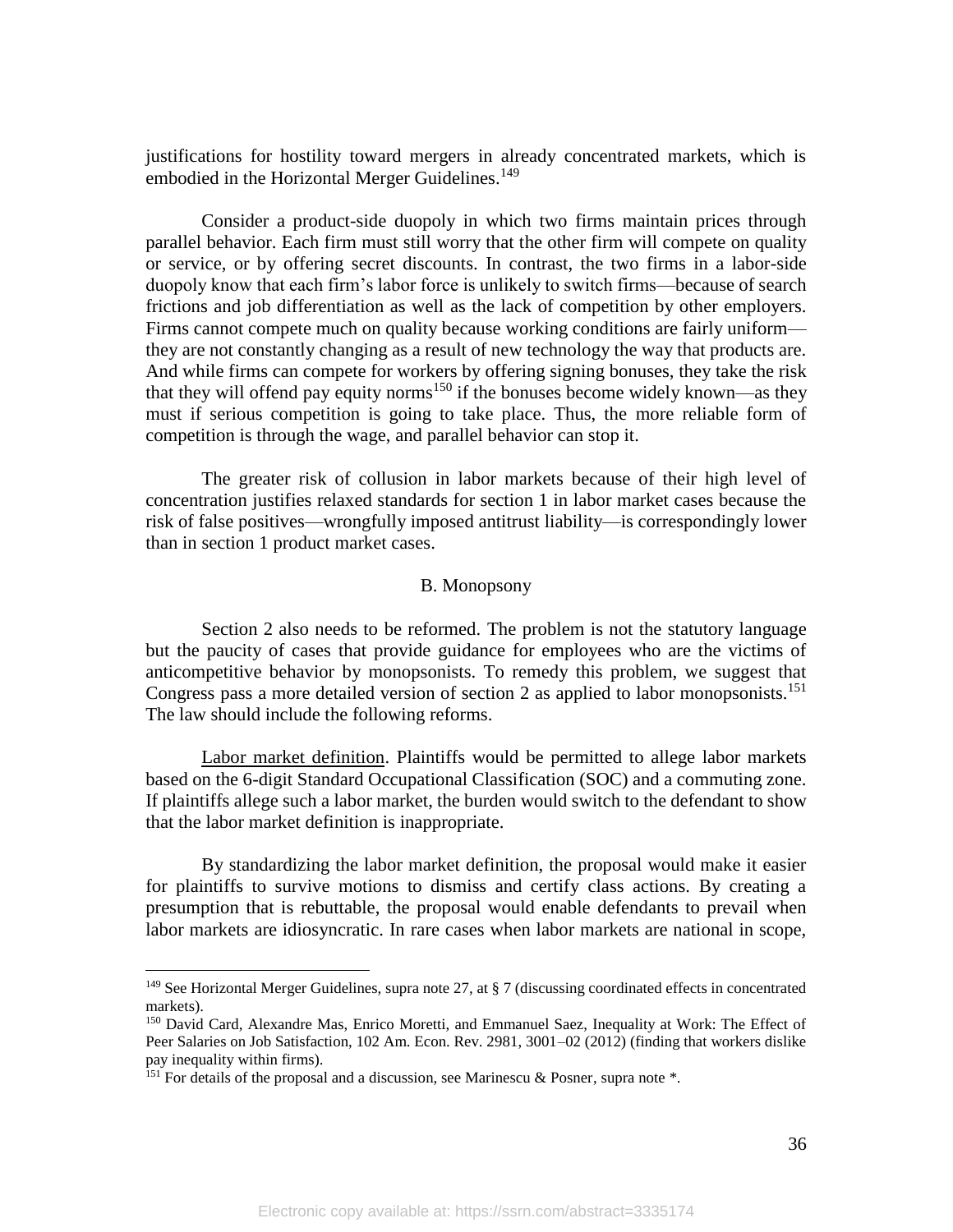justifications for hostility toward mergers in already concentrated markets, which is embodied in the Horizontal Merger Guidelines.[149]

Consider a product-side duopoly in which two firms maintain prices through parallel behavior. Each firm must still worry that the other firm will compete on quality or service, or by offering secret discounts. In contrast, the two firms in a labor-side duopoly know that each firm's labor force is unlikely to switch firms—because of search frictions and job differentiation as well as the lack of competition by other employers. Firms cannot compete much on quality because working conditions are fairly uniform—they are not constantly changing as a result of new technology the way that products are. And while firms can compete for workers by offering signing bonuses, they take the risk that they will offend pay equity norms[150] if the bonuses become widely known—as they must if serious competition is going to take place. Thus, the more reliable form of competition is through the wage, and parallel behavior can stop it.

The greater risk of collusion in labor markets because of their high level of concentration justifies relaxed standards for section 1 in labor market cases because the risk of false positives—wrongfully imposed antitrust liability—is correspondingly lower than in section 1 product market cases.

## B. Monopsony

Section 2 also needs to be reformed. The problem is not the statutory language but the paucity of cases that provide guidance for employees who are the victims of anticompetitive behavior by monopsonists. To remedy this problem, we suggest that Congress pass a more detailed version of section 2 as applied to labor monopsonists.[151] The law should include the following reforms.

Labor market definition. Plaintiffs would be permitted to allege labor markets based on the 6-digit Standard Occupational Classification (SOC) and a commuting zone. If plaintiffs allege such a labor market, the burden would switch to the defendant to show that the labor market definition is inappropriate.

By standardizing the labor market definition, the proposal would make it easier for plaintiffs to survive motions to dismiss and certify class actions. By creating a presumption that is rebuttable, the proposal would enable defendants to prevail when labor markets are idiosyncratic. In rare cases when labor markets are national in scope,

---

[149] See Horizontal Merger Guidelines, supra note 27, at § 7 (discussing coordinated effects in concentrated markets).

[150] David Card, Alexandre Mas, Enrico Moretti, and Emmanuel Saez, Inequality at Work: The Effect of Peer Salaries on Job Satisfaction, 102 Am. Econ. Rev. 2981, 3001–02 (2012) (finding that workers dislike pay inequality within firms).

[151] For details of the proposal and a discussion, see Marinescu & Posner, supra note *.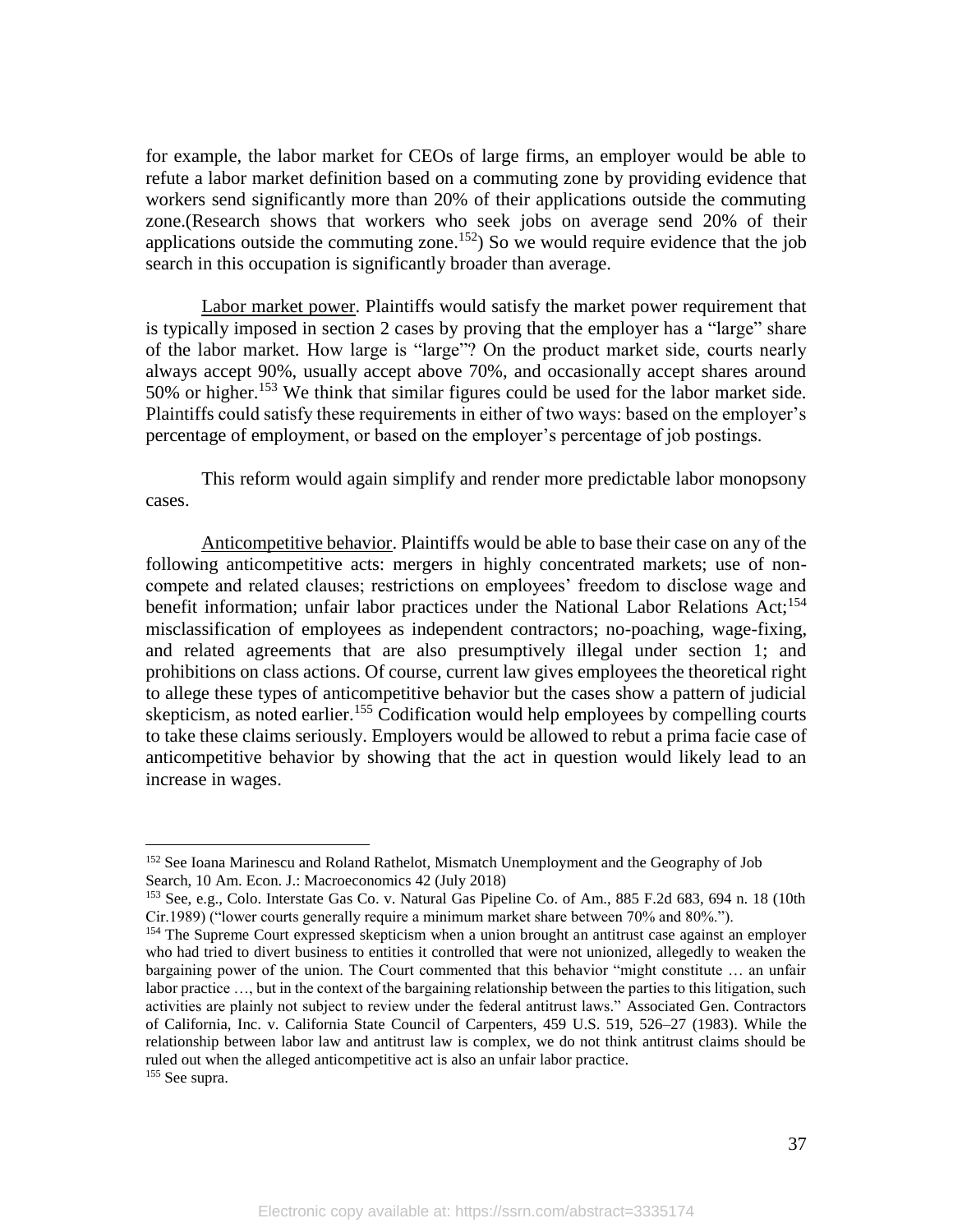for example, the labor market for CEOs of large firms, an employer would be able to refute a labor market definition based on a commuting zone by providing evidence that workers send significantly more than 20% of their applications outside the commuting zone.(Research shows that workers who seek jobs on average send 20% of their applications outside the commuting zone.[152]) So we would require evidence that the job search in this occupation is significantly broader than average.

Labor market power. Plaintiffs would satisfy the market power requirement that is typically imposed in section 2 cases by proving that the employer has a "large" share of the labor market. How large is "large"? On the product market side, courts nearly always accept 90%, usually accept above 70%, and occasionally accept shares around 50% or higher.[153] We think that similar figures could be used for the labor market side. Plaintiffs could satisfy these requirements in either of two ways: based on the employer's percentage of employment, or based on the employer's percentage of job postings.

This reform would again simplify and render more predictable labor monopsony cases.

Anticompetitive behavior. Plaintiffs would be able to base their case on any of the following anticompetitive acts: mergers in highly concentrated markets; use of non-compete and related clauses; restrictions on employees' freedom to disclose wage and benefit information; unfair labor practices under the National Labor Relations Act;[154] misclassification of employees as independent contractors; no-poaching, wage-fixing, and related agreements that are also presumptively illegal under section 1; and prohibitions on class actions. Of course, current law gives employees the theoretical right to allege these types of anticompetitive behavior but the cases show a pattern of judicial skepticism, as noted earlier.[155] Codification would help employees by compelling courts to take these claims seriously. Employers would be allowed to rebut a prima facie case of anticompetitive behavior by showing that the act in question would likely lead to an increase in wages.

---

[152] See Ioana Marinescu and Roland Rathelot, Mismatch Unemployment and the Geography of Job Search, 10 Am. Econ. J.: Macroeconomics 42 (July 2018)

[153] See, e.g., Colo. Interstate Gas Co. v. Natural Gas Pipeline Co. of Am., 885 F.2d 683, 694 n. 18 (10th Cir.1989) ("lower courts generally require a minimum market share between 70% and 80%.").

[154] The Supreme Court expressed skepticism when a union brought an antitrust case against an employer who had tried to divert business to entities it controlled that were not unionized, allegedly to weaken the bargaining power of the union. The Court commented that this behavior "might constitute … an unfair labor practice …, but in the context of the bargaining relationship between the parties to this litigation, such activities are plainly not subject to review under the federal antitrust laws." Associated Gen. Contractors of California, Inc. v. California State Council of Carpenters, 459 U.S. 519, 526–27 (1983). While the relationship between labor law and antitrust law is complex, we do not think antitrust claims should be ruled out when the alleged anticompetitive act is also an unfair labor practice.

[155] See supra.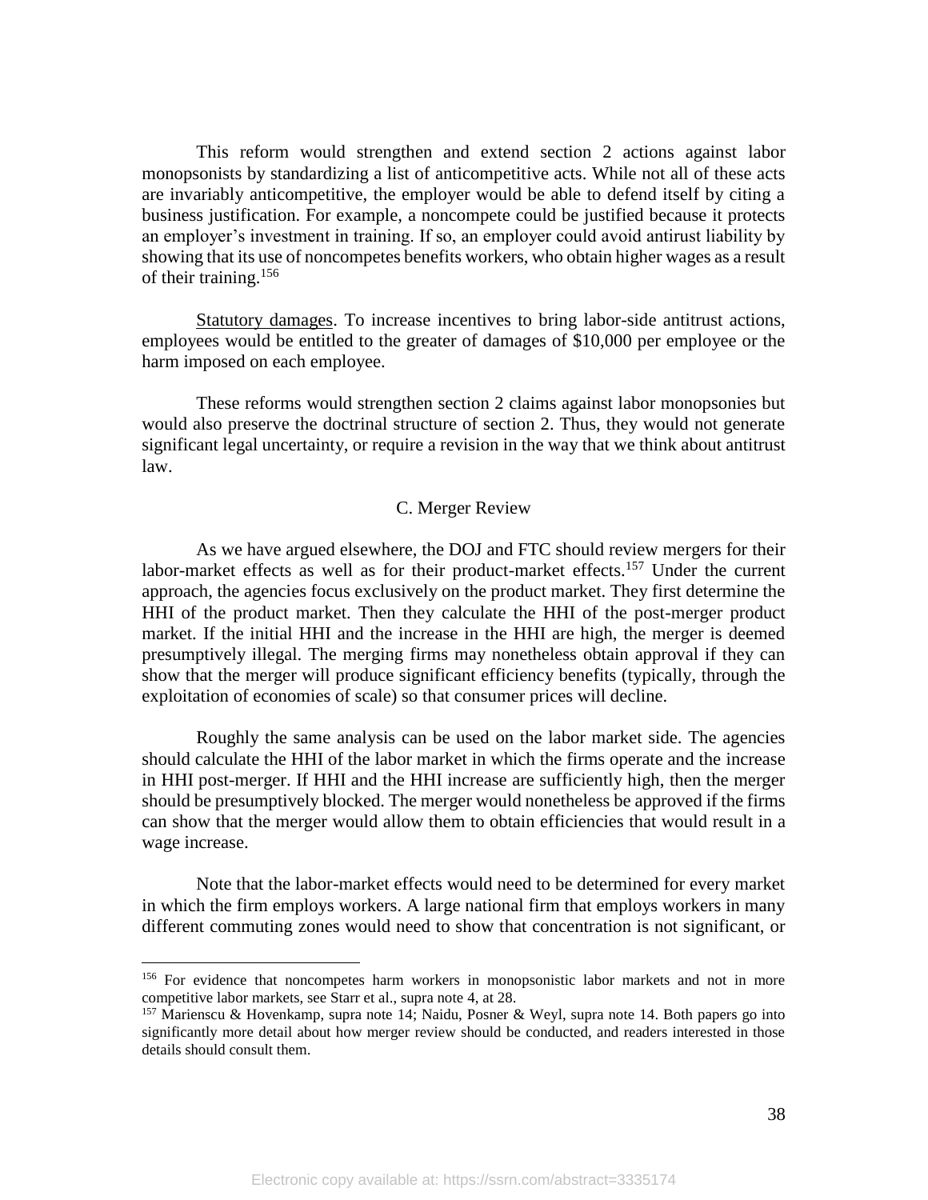This reform would strengthen and extend section 2 actions against labor monopsonists by standardizing a list of anticompetitive acts. While not all of these acts are invariably anticompetitive, the employer would be able to defend itself by citing a business justification. For example, a noncompete could be justified because it protects an employer's investment in training. If so, an employer could avoid antirust liability by showing that its use of noncompetes benefits workers, who obtain higher wages as a result of their training.[156]

Statutory damages. To increase incentives to bring labor-side antitrust actions, employees would be entitled to the greater of damages of $10,000 per employee or the harm imposed on each employee.

These reforms would strengthen section 2 claims against labor monopsonies but would also preserve the doctrinal structure of section 2. Thus, they would not generate significant legal uncertainty, or require a revision in the way that we think about antitrust law.

### C. Merger Review

As we have argued elsewhere, the DOJ and FTC should review mergers for their labor-market effects as well as for their product-market effects.[157] Under the current approach, the agencies focus exclusively on the product market. They first determine the HHI of the product market. Then they calculate the HHI of the post-merger product market. If the initial HHI and the increase in the HHI are high, the merger is deemed presumptively illegal. The merging firms may nonetheless obtain approval if they can show that the merger will produce significant efficiency benefits (typically, through the exploitation of economies of scale) so that consumer prices will decline.

Roughly the same analysis can be used on the labor market side. The agencies should calculate the HHI of the labor market in which the firms operate and the increase in HHI post-merger. If HHI and the HHI increase are sufficiently high, then the merger should be presumptively blocked. The merger would nonetheless be approved if the firms can show that the merger would allow them to obtain efficiencies that would result in a wage increase.

Note that the labor-market effects would need to be determined for every market in which the firm employs workers. A large national firm that employs workers in many different commuting zones would need to show that concentration is not significant, or

---

[156] For evidence that noncompetes harm workers in monopsonistic labor markets and not in more competitive labor markets, see Starr et al., supra note 4, at 28.

[157] Marienscu & Hovenkamp, supra note 14; Naidu, Posner & Weyl, supra note 14. Both papers go into significantly more detail about how merger review should be conducted, and readers interested in those details should consult them.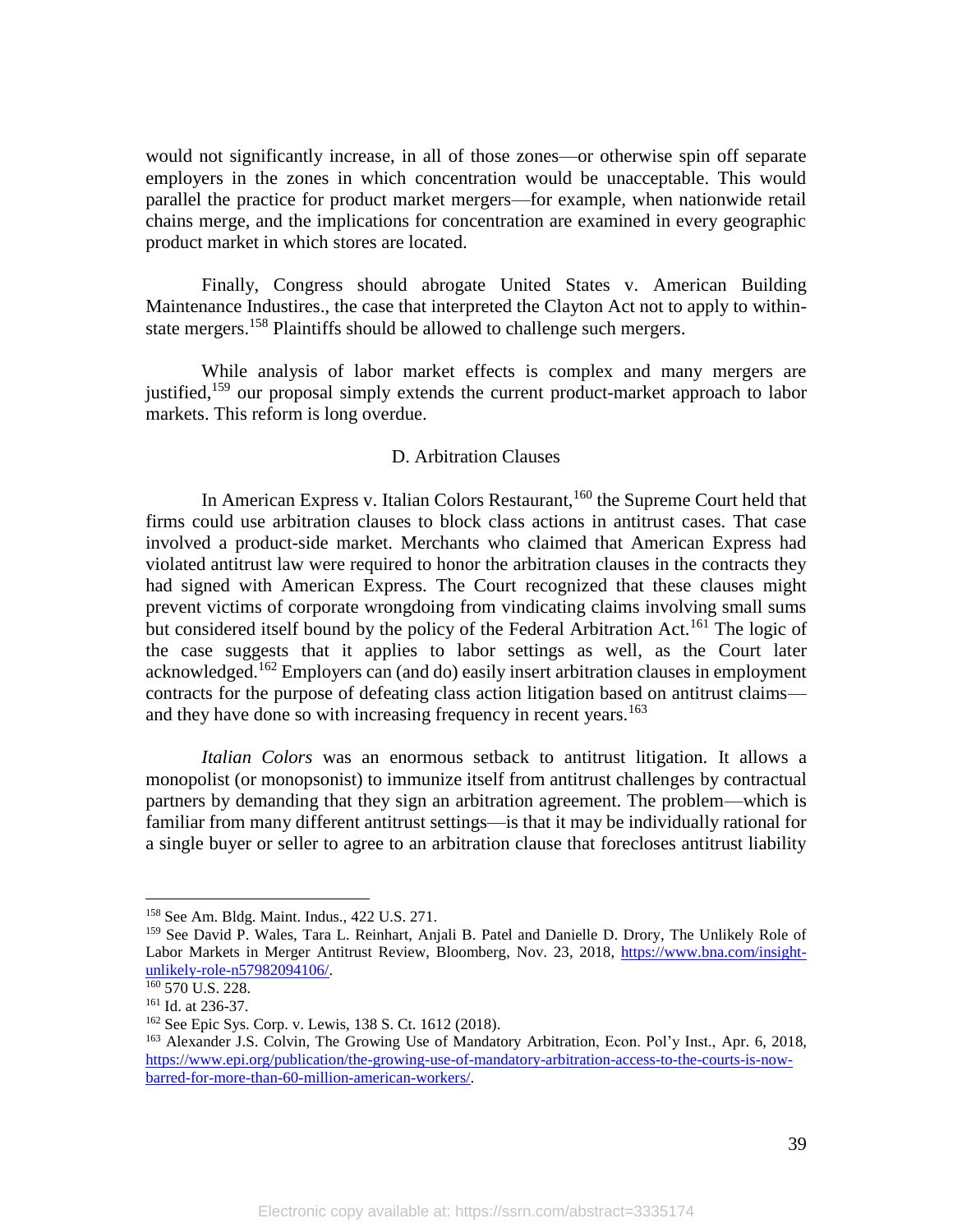would not significantly increase, in all of those zones—or otherwise spin off separate employers in the zones in which concentration would be unacceptable. This would parallel the practice for product market mergers—for example, when nationwide retail chains merge, and the implications for concentration are examined in every geographic product market in which stores are located.

Finally, Congress should abrogate United States v. American Building Maintenance Industires., the case that interpreted the Clayton Act not to apply to within-state mergers.[158] Plaintiffs should be allowed to challenge such mergers.

While analysis of labor market effects is complex and many mergers are justified,[159] our proposal simply extends the current product-market approach to labor markets. This reform is long overdue.

### D. Arbitration Clauses

In American Express v. Italian Colors Restaurant,[160] the Supreme Court held that firms could use arbitration clauses to block class actions in antitrust cases. That case involved a product-side market. Merchants who claimed that American Express had violated antitrust law were required to honor the arbitration clauses in the contracts they had signed with American Express. The Court recognized that these clauses might prevent victims of corporate wrongdoing from vindicating claims involving small sums but considered itself bound by the policy of the Federal Arbitration Act.[161] The logic of the case suggests that it applies to labor settings as well, as the Court later acknowledged.[162] Employers can (and do) easily insert arbitration clauses in employment contracts for the purpose of defeating class action litigation based on antitrust claims—and they have done so with increasing frequency in recent years.[163]

*Italian Colors* was an enormous setback to antitrust litigation. It allows a monopolist (or monopsonist) to immunize itself from antitrust challenges by contractual partners by demanding that they sign an arbitration agreement. The problem—which is familiar from many different antitrust settings—is that it may be individually rational for a single buyer or seller to agree to an arbitration clause that forecloses antitrust liability

---

[158] See Am. Bldg. Maint. Indus., 422 U.S. 271.

[159] See David P. Wales, Tara L. Reinhart, Anjali B. Patel and Danielle D. Drory, The Unlikely Role of Labor Markets in Merger Antitrust Review, Bloomberg, Nov. 23, 2018, https://www.bna.com/insight-unlikely-role-n57982094106/.

[160] 570 U.S. 228.

[161] Id. at 236-37.

[162] See Epic Sys. Corp. v. Lewis, 138 S. Ct. 1612 (2018).

[163] Alexander J.S. Colvin, The Growing Use of Mandatory Arbitration, Econ. Pol'y Inst., Apr. 6, 2018, https://www.epi.org/publication/the-growing-use-of-mandatory-arbitration-access-to-the-courts-is-now-barred-for-more-than-60-million-american-workers/.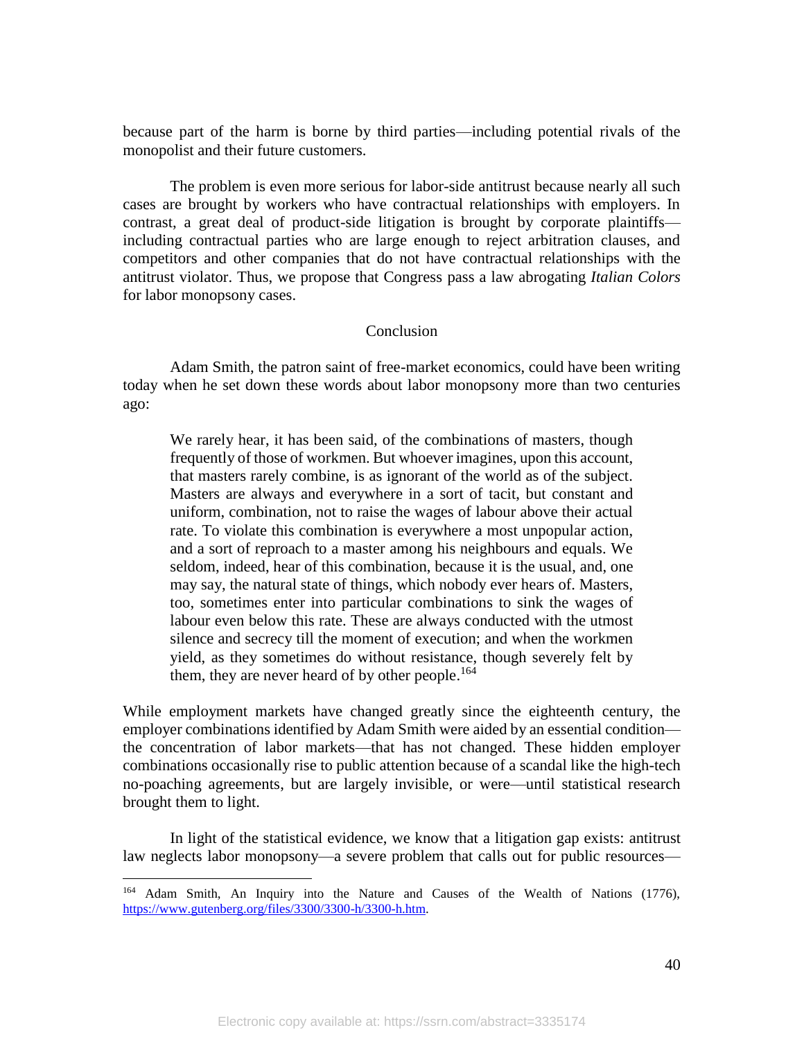because part of the harm is borne by third parties—including potential rivals of the monopolist and their future customers.

The problem is even more serious for labor-side antitrust because nearly all such cases are brought by workers who have contractual relationships with employers. In contrast, a great deal of product-side litigation is brought by corporate plaintiffs—including contractual parties who are large enough to reject arbitration clauses, and competitors and other companies that do not have contractual relationships with the antitrust violator. Thus, we propose that Congress pass a law abrogating *Italian Colors* for labor monopsony cases.

## Conclusion

Adam Smith, the patron saint of free-market economics, could have been writing today when he set down these words about labor monopsony more than two centuries ago:

> We rarely hear, it has been said, of the combinations of masters, though frequently of those of workmen. But whoever imagines, upon this account, that masters rarely combine, is as ignorant of the world as of the subject. Masters are always and everywhere in a sort of tacit, but constant and uniform, combination, not to raise the wages of labour above their actual rate. To violate this combination is everywhere a most unpopular action, and a sort of reproach to a master among his neighbours and equals. We seldom, indeed, hear of this combination, because it is the usual, and, one may say, the natural state of things, which nobody ever hears of. Masters, too, sometimes enter into particular combinations to sink the wages of labour even below this rate. These are always conducted with the utmost silence and secrecy till the moment of execution; and when the workmen yield, as they sometimes do without resistance, though severely felt by them, they are never heard of by other people.[164]

While employment markets have changed greatly since the eighteenth century, the employer combinations identified by Adam Smith were aided by an essential condition—the concentration of labor markets—that has not changed. These hidden employer combinations occasionally rise to public attention because of a scandal like the high-tech no-poaching agreements, but are largely invisible, or were—until statistical research brought them to light.

In light of the statistical evidence, we know that a litigation gap exists: antitrust law neglects labor monopsony—a severe problem that calls out for public resources—

---

[164] Adam Smith, An Inquiry into the Nature and Causes of the Wealth of Nations (1776), https://www.gutenberg.org/files/3300/3300-h/3300-h.htm.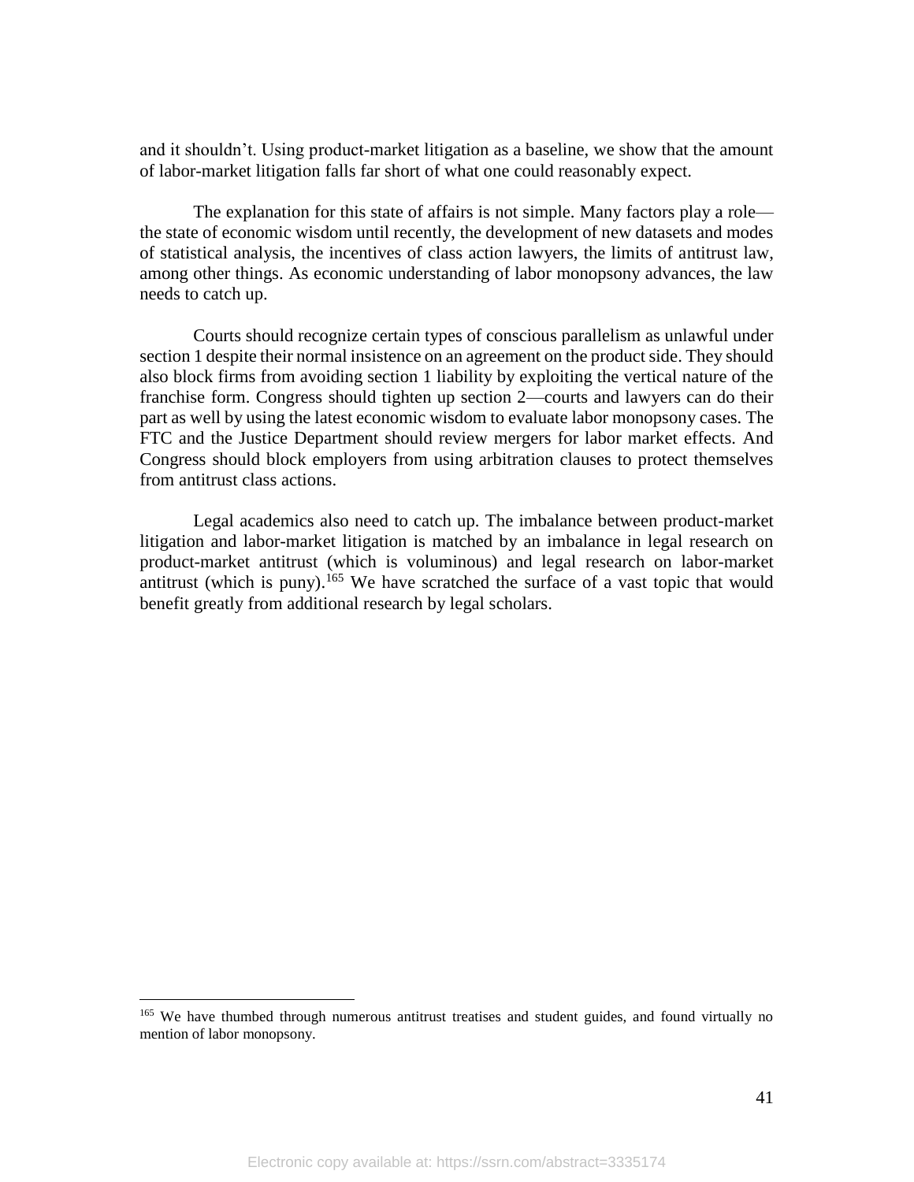and it shouldn't. Using product-market litigation as a baseline, we show that the amount of labor-market litigation falls far short of what one could reasonably expect.

The explanation for this state of affairs is not simple. Many factors play a role—the state of economic wisdom until recently, the development of new datasets and modes of statistical analysis, the incentives of class action lawyers, the limits of antitrust law, among other things. As economic understanding of labor monopsony advances, the law needs to catch up.

Courts should recognize certain types of conscious parallelism as unlawful under section 1 despite their normal insistence on an agreement on the product side. They should also block firms from avoiding section 1 liability by exploiting the vertical nature of the franchise form. Congress should tighten up section 2—courts and lawyers can do their part as well by using the latest economic wisdom to evaluate labor monopsony cases. The FTC and the Justice Department should review mergers for labor market effects. And Congress should block employers from using arbitration clauses to protect themselves from antitrust class actions.

Legal academics also need to catch up. The imbalance between product-market litigation and labor-market litigation is matched by an imbalance in legal research on product-market antitrust (which is voluminous) and legal research on labor-market antitrust (which is puny).[165] We have scratched the surface of a vast topic that would benefit greatly from additional research by legal scholars.

[165] We have thumbed through numerous antitrust treatises and student guides, and found virtually no mention of labor monopsony.

Electronic copy available at: https://ssrn.com/abstract=3335174